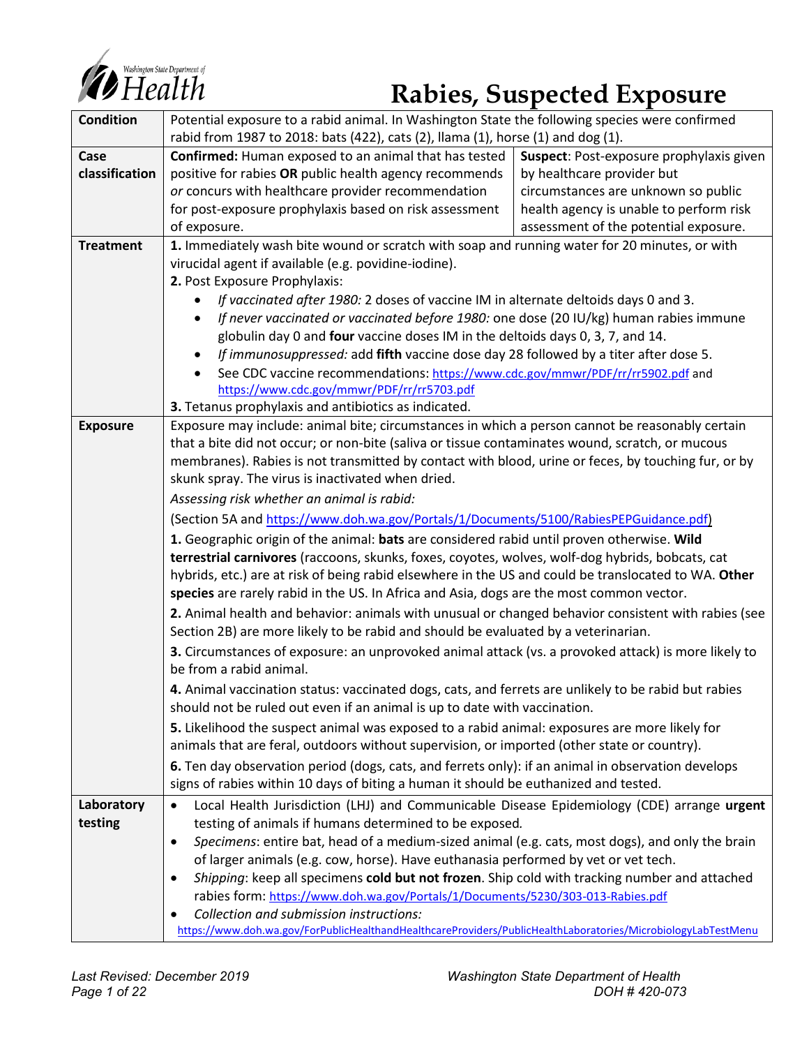Washington State Department of Health

# Rabies, Suspected Exposure

| | | |
|---|---|---|
| **Condition** | Potential exposure to a rabid animal. In Washington State the following species were confirmed rabid from 1987 to 2018: bats (422), cats (2), llama (1), horse (1) and dog (1). | |
| **Case classification** | **Confirmed:** Human exposed to an animal that has tested positive for rabies **OR** public health agency recommends *or* concurs with healthcare provider recommendation for post-exposure prophylaxis based on risk assessment of exposure. | **Suspect**: Post-exposure prophylaxis given by healthcare provider but circumstances are unknown so public health agency is unable to perform risk assessment of the potential exposure. |
| **Treatment** | **1.** Immediately wash bite wound or scratch with soap and running water for 20 minutes, or with virucidal agent if available (e.g. povidine-iodine).<br>**2.** Post Exposure Prophylaxis:<br>• *If vaccinated after 1980:* 2 doses of vaccine IM in alternate deltoids days 0 and 3.<br>• *If never vaccinated or vaccinated before 1980:* one dose (20 IU/kg) human rabies immune globulin day 0 and **four** vaccine doses IM in the deltoids days 0, 3, 7, and 14.<br>• *If immunosuppressed:* add **fifth** vaccine dose day 28 followed by a titer after dose 5.<br>• See CDC vaccine recommendations: https://www.cdc.gov/mmwr/PDF/rr/rr5902.pdf and https://www.cdc.gov/mmwr/PDF/rr/rr5703.pdf<br>**3.** Tetanus prophylaxis and antibiotics as indicated. | |
| **Exposure** | Exposure may include: animal bite; circumstances in which a person cannot be reasonably certain that a bite did not occur; or non-bite (saliva or tissue contaminates wound, scratch, or mucous membranes). Rabies is not transmitted by contact with blood, urine or feces, by touching fur, or by skunk spray. The virus is inactivated when dried.<br>*Assessing risk whether an animal is rabid:*<br>(Section 5A and https://www.doh.wa.gov/Portals/1/Documents/5100/RabiesPEPGuidance.pdf)<br>**1.** Geographic origin of the animal: **bats** are considered rabid until proven otherwise. **Wild terrestrial carnivores** (raccoons, skunks, foxes, coyotes, wolves, wolf-dog hybrids, bobcats, cat hybrids, etc.) are at risk of being rabid elsewhere in the US and could be translocated to WA. **Other species** are rarely rabid in the US. In Africa and Asia, dogs are the most common vector.<br>**2.** Animal health and behavior: animals with unusual or changed behavior consistent with rabies (see Section 2B) are more likely to be rabid and should be evaluated by a veterinarian.<br>**3.** Circumstances of exposure: an unprovoked animal attack (vs. a provoked attack) is more likely to be from a rabid animal.<br>**4.** Animal vaccination status: vaccinated dogs, cats, and ferrets are unlikely to be rabid but rabies should not be ruled out even if an animal is up to date with vaccination.<br>**5.** Likelihood the suspect animal was exposed to a rabid animal: exposures are more likely for animals that are feral, outdoors without supervision, or imported (other state or country).<br>**6.** Ten day observation period (dogs, cats, and ferrets only): if an animal in observation develops signs of rabies within 10 days of biting a human it should be euthanized and tested. | |
| **Laboratory testing** | • Local Health Jurisdiction (LHJ) and Communicable Disease Epidemiology (CDE) arrange **urgent** testing of animals if humans determined to be exposed.<br>• *Specimens*: entire bat, head of a medium-sized animal (e.g. cats, most dogs), and only the brain of larger animals (e.g. cow, horse). Have euthanasia performed by vet or vet tech.<br>• *Shipping*: keep all specimens **cold but not frozen**. Ship cold with tracking number and attached rabies form: https://www.doh.wa.gov/Portals/1/Documents/5230/303-013-Rabies.pdf<br>• *Collection and submission instructions:* https://www.doh.wa.gov/ForPublicHealthandHealthcareProviders/PublicHealthLaboratories/MicrobiologyLabTestMenu | |

*Last Revised: December 2019*

*Washington State Department of Health*
*DOH # 420-073*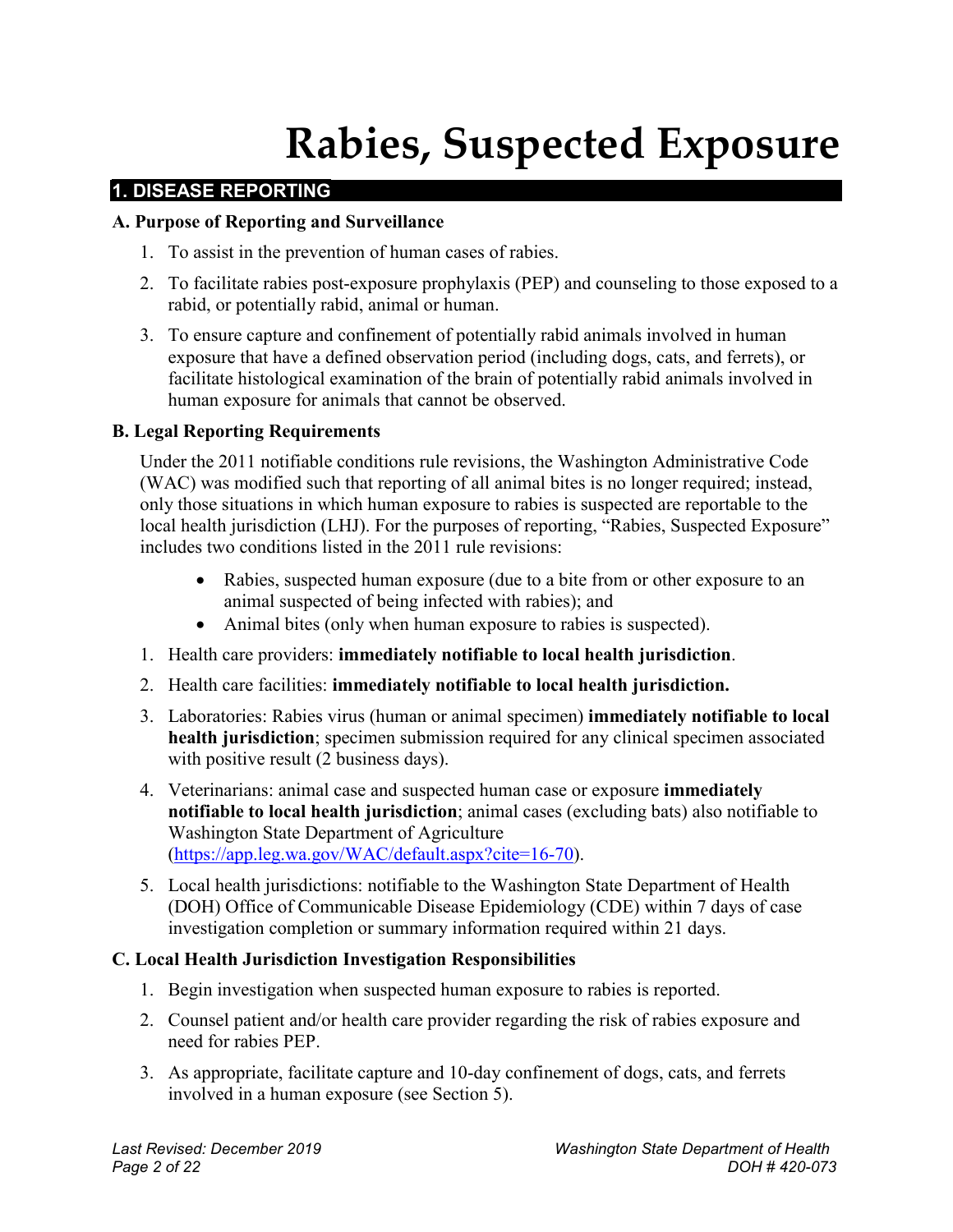# Rabies, Suspected Exposure

## 1. DISEASE REPORTING

### A. Purpose of Reporting and Surveillance

1. To assist in the prevention of human cases of rabies.
2. To facilitate rabies post-exposure prophylaxis (PEP) and counseling to those exposed to a rabid, or potentially rabid, animal or human.
3. To ensure capture and confinement of potentially rabid animals involved in human exposure that have a defined observation period (including dogs, cats, and ferrets), or facilitate histological examination of the brain of potentially rabid animals involved in human exposure for animals that cannot be observed.

### B. Legal Reporting Requirements

Under the 2011 notifiable conditions rule revisions, the Washington Administrative Code (WAC) was modified such that reporting of all animal bites is no longer required; instead, only those situations in which human exposure to rabies is suspected are reportable to the local health jurisdiction (LHJ). For the purposes of reporting, "Rabies, Suspected Exposure" includes two conditions listed in the 2011 rule revisions:

- Rabies, suspected human exposure (due to a bite from or other exposure to an animal suspected of being infected with rabies); and
- Animal bites (only when human exposure to rabies is suspected).

1. Health care providers: **immediately notifiable to local health jurisdiction**.
2. Health care facilities: **immediately notifiable to local health jurisdiction.**
3. Laboratories: Rabies virus (human or animal specimen) **immediately notifiable to local health jurisdiction**; specimen submission required for any clinical specimen associated with positive result (2 business days).
4. Veterinarians: animal case and suspected human case or exposure **immediately notifiable to local health jurisdiction**; animal cases (excluding bats) also notifiable to Washington State Department of Agriculture (https://app.leg.wa.gov/WAC/default.aspx?cite=16-70).
5. Local health jurisdictions: notifiable to the Washington State Department of Health (DOH) Office of Communicable Disease Epidemiology (CDE) within 7 days of case investigation completion or summary information required within 21 days.

### C. Local Health Jurisdiction Investigation Responsibilities

1. Begin investigation when suspected human exposure to rabies is reported.
2. Counsel patient and/or health care provider regarding the risk of rabies exposure and need for rabies PEP.
3. As appropriate, facilitate capture and 10-day confinement of dogs, cats, and ferrets involved in a human exposure (see Section 5).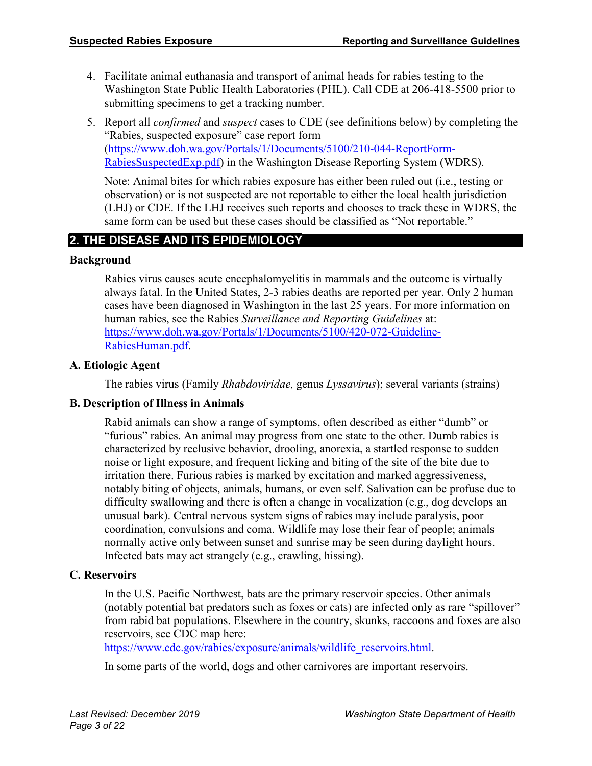4. Facilitate animal euthanasia and transport of animal heads for rabies testing to the Washington State Public Health Laboratories (PHL). Call CDE at 206-418-5500 prior to submitting specimens to get a tracking number.

5. Report all *confirmed* and *suspect* cases to CDE (see definitions below) by completing the "Rabies, suspected exposure" case report form ([https://www.doh.wa.gov/Portals/1/Documents/5100/210-044-ReportForm-RabiesSuspectedExp.pdf](https://www.doh.wa.gov/Portals/1/Documents/5100/210-044-ReportForm-RabiesSuspectedExp.pdf)) in the Washington Disease Reporting System (WDRS).

   Note: Animal bites for which rabies exposure has either been ruled out (i.e., testing or observation) or is <u>not</u> suspected are not reportable to either the local health jurisdiction (LHJ) or CDE. If the LHJ receives such reports and chooses to track these in WDRS, the same form can be used but these cases should be classified as "Not reportable."

## 2. THE DISEASE AND ITS EPIDEMIOLOGY

### Background

Rabies virus causes acute encephalomyelitis in mammals and the outcome is virtually always fatal. In the United States, 2-3 rabies deaths are reported per year. Only 2 human cases have been diagnosed in Washington in the last 25 years. For more information on human rabies, see the Rabies *Surveillance and Reporting Guidelines* at: [https://www.doh.wa.gov/Portals/1/Documents/5100/420-072-Guideline-RabiesHuman.pdf](https://www.doh.wa.gov/Portals/1/Documents/5100/420-072-Guideline-RabiesHuman.pdf).

### A. Etiologic Agent

The rabies virus (Family *Rhabdoviridae,* genus *Lyssavirus*); several variants (strains)

### B. Description of Illness in Animals

Rabid animals can show a range of symptoms, often described as either "dumb" or "furious" rabies. An animal may progress from one state to the other. Dumb rabies is characterized by reclusive behavior, drooling, anorexia, a startled response to sudden noise or light exposure, and frequent licking and biting of the site of the bite due to irritation there. Furious rabies is marked by excitation and marked aggressiveness, notably biting of objects, animals, humans, or even self. Salivation can be profuse due to difficulty swallowing and there is often a change in vocalization (e.g., dog develops an unusual bark). Central nervous system signs of rabies may include paralysis, poor coordination, convulsions and coma. Wildlife may lose their fear of people; animals normally active only between sunset and sunrise may be seen during daylight hours. Infected bats may act strangely (e.g., crawling, hissing).

### C. Reservoirs

In the U.S. Pacific Northwest, bats are the primary reservoir species. Other animals (notably potential bat predators such as foxes or cats) are infected only as rare "spillover" from rabid bat populations. Elsewhere in the country, skunks, raccoons and foxes are also reservoirs, see CDC map here: [https://www.cdc.gov/rabies/exposure/animals/wildlife_reservoirs.html](https://www.cdc.gov/rabies/exposure/animals/wildlife_reservoirs.html).

In some parts of the world, dogs and other carnivores are important reservoirs.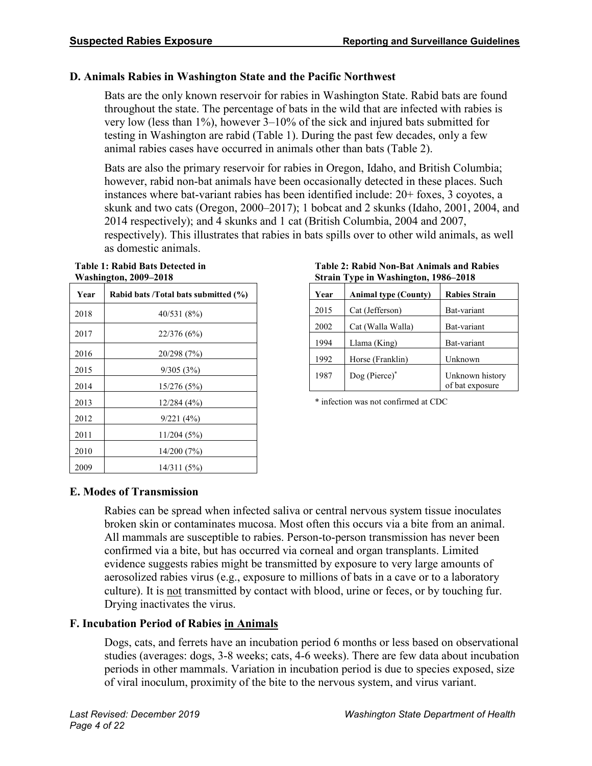## D. Animals Rabies in Washington State and the Pacific Northwest

Bats are the only known reservoir for rabies in Washington State. Rabid bats are found throughout the state. The percentage of bats in the wild that are infected with rabies is very low (less than 1%), however 3–10% of the sick and injured bats submitted for testing in Washington are rabid (Table 1). During the past few decades, only a few animal rabies cases have occurred in animals other than bats (Table 2).

Bats are also the primary reservoir for rabies in Oregon, Idaho, and British Columbia; however, rabid non-bat animals have been occasionally detected in these places. Such instances where bat-variant rabies has been identified include: 20+ foxes, 3 coyotes, a skunk and two cats (Oregon, 2000–2017); 1 bobcat and 2 skunks (Idaho, 2001, 2004, and 2014 respectively); and 4 skunks and 1 cat (British Columbia, 2004 and 2007, respectively). This illustrates that rabies in bats spills over to other wild animals, as well as domestic animals.

**Table 1: Rabid Bats Detected in Washington, 2009–2018**

| Year | Rabid bats /Total bats submitted (%) |
|---|---|
| 2018 | 40/531 (8%) |
| 2017 | 22/376 (6%) |
| 2016 | 20/298 (7%) |
| 2015 | 9/305 (3%) |
| 2014 | 15/276 (5%) |
| 2013 | 12/284 (4%) |
| 2012 | 9/221 (4%) |
| 2011 | 11/204 (5%) |
| 2010 | 14/200 (7%) |
| 2009 | 14/311 (5%) |

**Table 2: Rabid Non-Bat Animals and Rabies Strain Type in Washington, 1986–2018**

| Year | Animal type (County) | Rabies Strain |
|---|---|---|
| 2015 | Cat (Jefferson) | Bat-variant |
| 2002 | Cat (Walla Walla) | Bat-variant |
| 1994 | Llama (King) | Bat-variant |
| 1992 | Horse (Franklin) | Unknown |
| 1987 | Dog (Pierce)* | Unknown history of bat exposure |

* infection was not confirmed at CDC

## E. Modes of Transmission

Rabies can be spread when infected saliva or central nervous system tissue inoculates broken skin or contaminates mucosa. Most often this occurs via a bite from an animal. All mammals are susceptible to rabies. Person-to-person transmission has never been confirmed via a bite, but has occurred via corneal and organ transplants. Limited evidence suggests rabies might be transmitted by exposure to very large amounts of aerosolized rabies virus (e.g., exposure to millions of bats in a cave or to a laboratory culture). It is <u>not</u> transmitted by contact with blood, urine or feces, or by touching fur. Drying inactivates the virus.

## F. Incubation Period of Rabies <u>in Animals</u>

Dogs, cats, and ferrets have an incubation period 6 months or less based on observational studies (averages: dogs, 3-8 weeks; cats, 4-6 weeks). There are few data about incubation periods in other mammals. Variation in incubation period is due to species exposed, size of viral inoculum, proximity of the bite to the nervous system, and virus variant.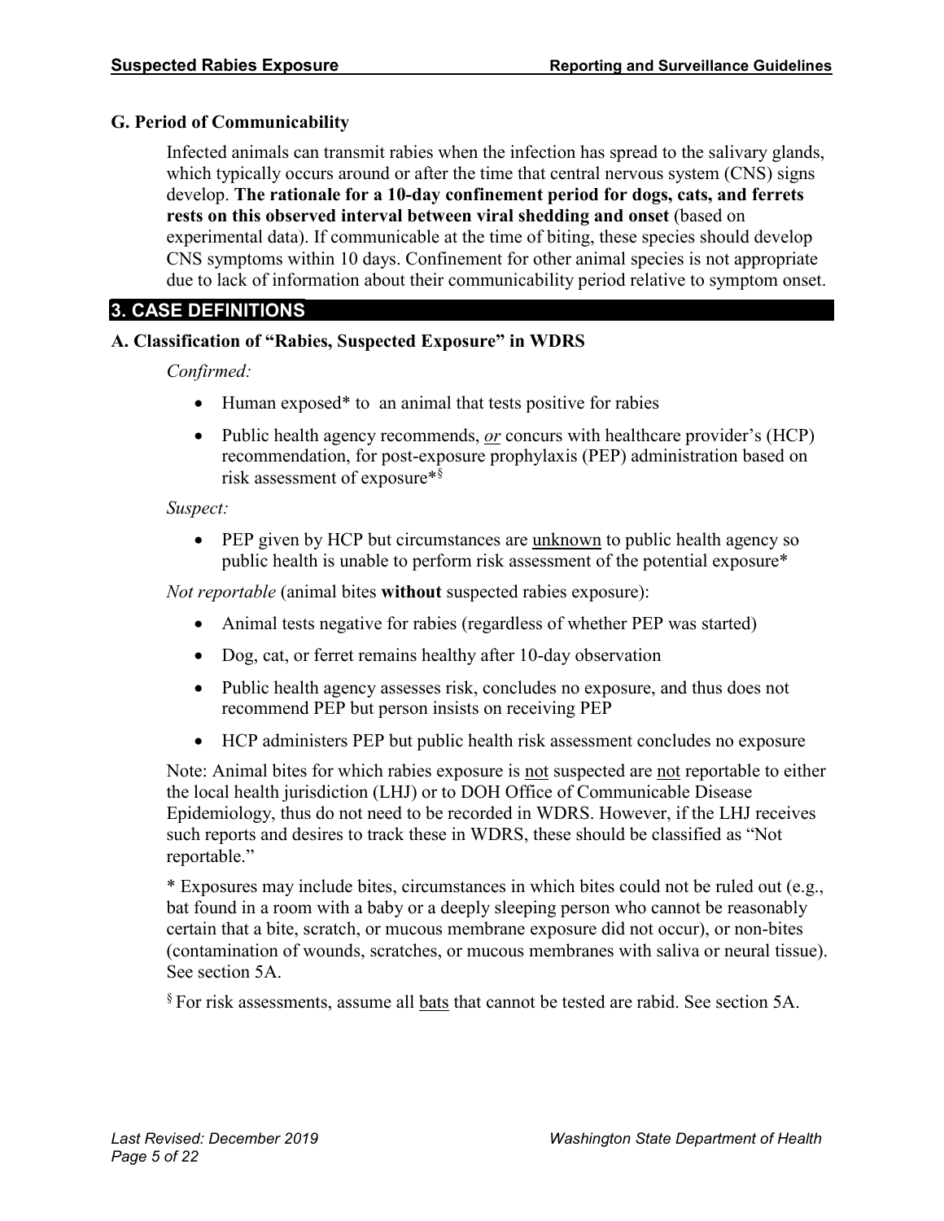### G. Period of Communicability

Infected animals can transmit rabies when the infection has spread to the salivary glands, which typically occurs around or after the time that central nervous system (CNS) signs develop. **The rationale for a 10-day confinement period for dogs, cats, and ferrets rests on this observed interval between viral shedding and onset** (based on experimental data). If communicable at the time of biting, these species should develop CNS symptoms within 10 days. Confinement for other animal species is not appropriate due to lack of information about their communicability period relative to symptom onset.

## 3. CASE DEFINITIONS

### A. Classification of "Rabies, Suspected Exposure" in WDRS

*Confirmed:*

- Human exposed* to an animal that tests positive for rabies
- Public health agency recommends, *or* concurs with healthcare provider's (HCP) recommendation, for post-exposure prophylaxis (PEP) administration based on risk assessment of exposure*§

*Suspect:*

- PEP given by HCP but circumstances are unknown to public health agency so public health is unable to perform risk assessment of the potential exposure*

*Not reportable* (animal bites **without** suspected rabies exposure):

- Animal tests negative for rabies (regardless of whether PEP was started)
- Dog, cat, or ferret remains healthy after 10-day observation
- Public health agency assesses risk, concludes no exposure, and thus does not recommend PEP but person insists on receiving PEP
- HCP administers PEP but public health risk assessment concludes no exposure

Note: Animal bites for which rabies exposure is not suspected are not reportable to either the local health jurisdiction (LHJ) or to DOH Office of Communicable Disease Epidemiology, thus do not need to be recorded in WDRS. However, if the LHJ receives such reports and desires to track these in WDRS, these should be classified as "Not reportable."

* Exposures may include bites, circumstances in which bites could not be ruled out (e.g., bat found in a room with a baby or a deeply sleeping person who cannot be reasonably certain that a bite, scratch, or mucous membrane exposure did not occur), or non-bites (contamination of wounds, scratches, or mucous membranes with saliva or neural tissue). See section 5A.

§ For risk assessments, assume all bats that cannot be tested are rabid. See section 5A.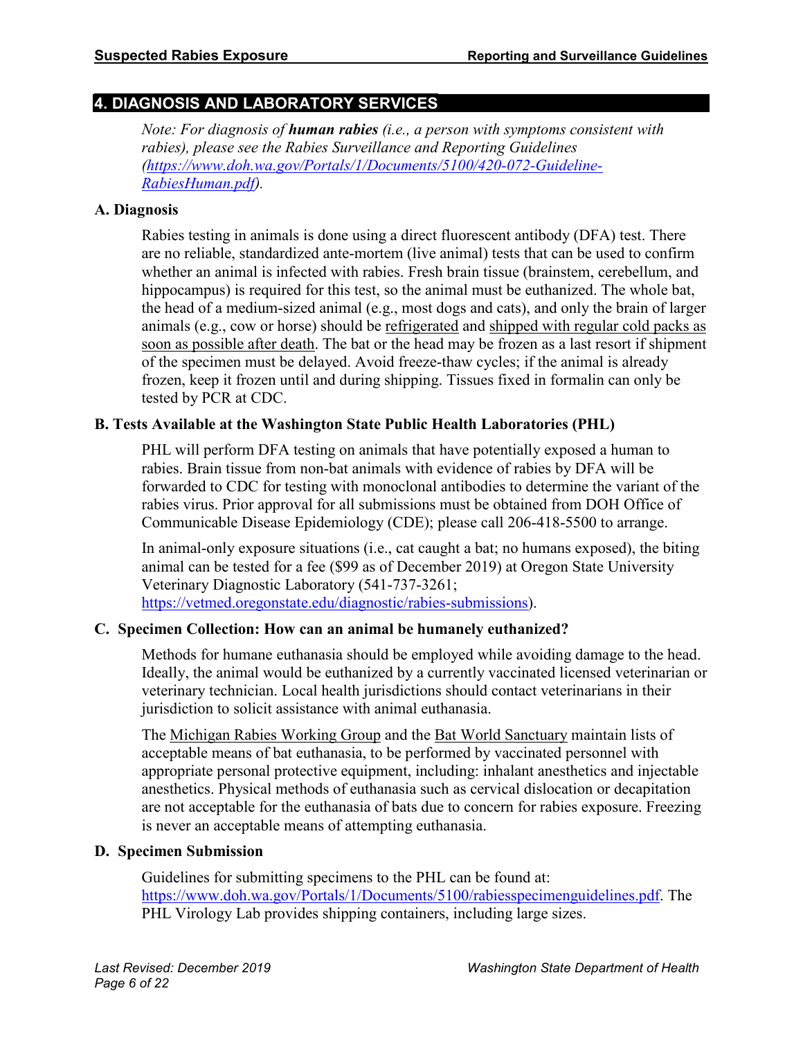## 4. DIAGNOSIS AND LABORATORY SERVICES

*Note: For diagnosis of* ***human rabies*** *(i.e., a person with symptoms consistent with rabies), please see the Rabies Surveillance and Reporting Guidelines ([https://www.doh.wa.gov/Portals/1/Documents/5100/420-072-Guideline-RabiesHuman.pdf](https://www.doh.wa.gov/Portals/1/Documents/5100/420-072-Guideline-RabiesHuman.pdf)).*

### A. Diagnosis

Rabies testing in animals is done using a direct fluorescent antibody (DFA) test. There are no reliable, standardized ante-mortem (live animal) tests that can be used to confirm whether an animal is infected with rabies. Fresh brain tissue (brainstem, cerebellum, and hippocampus) is required for this test, so the animal must be euthanized. The whole bat, the head of a medium-sized animal (e.g., most dogs and cats), and only the brain of larger animals (e.g., cow or horse) should be refrigerated and shipped with regular cold packs as soon as possible after death. The bat or the head may be frozen as a last resort if shipment of the specimen must be delayed. Avoid freeze-thaw cycles; if the animal is already frozen, keep it frozen until and during shipping. Tissues fixed in formalin can only be tested by PCR at CDC.

### B. Tests Available at the Washington State Public Health Laboratories (PHL)

PHL will perform DFA testing on animals that have potentially exposed a human to rabies. Brain tissue from non-bat animals with evidence of rabies by DFA will be forwarded to CDC for testing with monoclonal antibodies to determine the variant of the rabies virus. Prior approval for all submissions must be obtained from DOH Office of Communicable Disease Epidemiology (CDE); please call 206-418-5500 to arrange.

In animal-only exposure situations (i.e., cat caught a bat; no humans exposed), the biting animal can be tested for a fee ($99 as of December 2019) at Oregon State University Veterinary Diagnostic Laboratory (541-737-3261; [https://vetmed.oregonstate.edu/diagnostic/rabies-submissions](https://vetmed.oregonstate.edu/diagnostic/rabies-submissions)).

### C. Specimen Collection: How can an animal be humanely euthanized?

Methods for humane euthanasia should be employed while avoiding damage to the head. Ideally, the animal would be euthanized by a currently vaccinated licensed veterinarian or veterinary technician. Local health jurisdictions should contact veterinarians in their jurisdiction to solicit assistance with animal euthanasia.

The Michigan Rabies Working Group and the Bat World Sanctuary maintain lists of acceptable means of bat euthanasia, to be performed by vaccinated personnel with appropriate personal protective equipment, including: inhalant anesthetics and injectable anesthetics. Physical methods of euthanasia such as cervical dislocation or decapitation are not acceptable for the euthanasia of bats due to concern for rabies exposure. Freezing is never an acceptable means of attempting euthanasia.

### D. Specimen Submission

Guidelines for submitting specimens to the PHL can be found at: [https://www.doh.wa.gov/Portals/1/Documents/5100/rabiesspecimenguidelines.pdf](https://www.doh.wa.gov/Portals/1/Documents/5100/rabiesspecimenguidelines.pdf). The PHL Virology Lab provides shipping containers, including large sizes.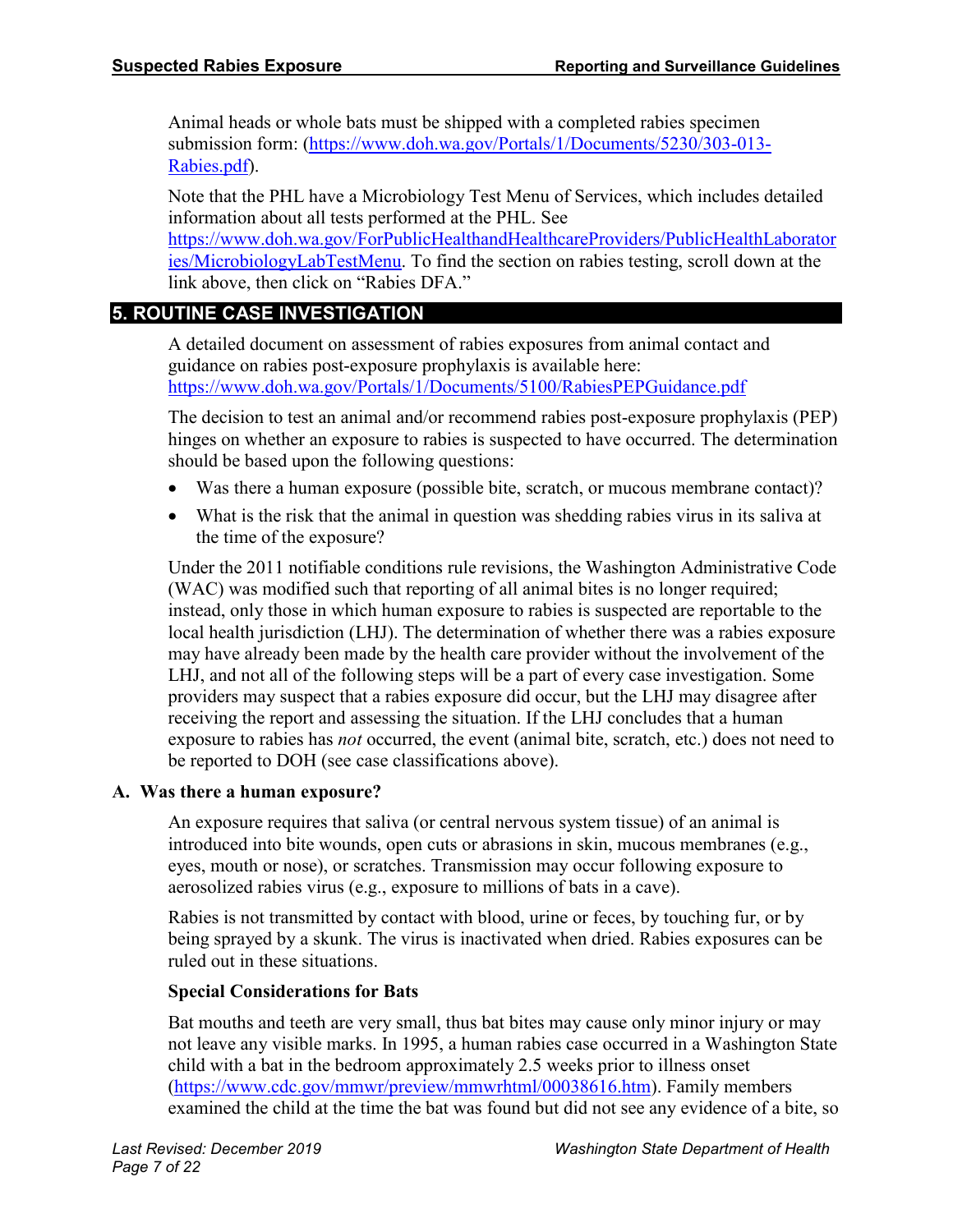Animal heads or whole bats must be shipped with a completed rabies specimen submission form: (https://www.doh.wa.gov/Portals/1/Documents/5230/303-013-Rabies.pdf).

Note that the PHL have a Microbiology Test Menu of Services, which includes detailed information about all tests performed at the PHL. See https://www.doh.wa.gov/ForPublicHealthandHealthcareProviders/PublicHealthLaboratories/MicrobiologyLabTestMenu. To find the section on rabies testing, scroll down at the link above, then click on "Rabies DFA."

## 5. ROUTINE CASE INVESTIGATION

A detailed document on assessment of rabies exposures from animal contact and guidance on rabies post-exposure prophylaxis is available here: https://www.doh.wa.gov/Portals/1/Documents/5100/RabiesPEPGuidance.pdf

The decision to test an animal and/or recommend rabies post-exposure prophylaxis (PEP) hinges on whether an exposure to rabies is suspected to have occurred. The determination should be based upon the following questions:

- Was there a human exposure (possible bite, scratch, or mucous membrane contact)?
- What is the risk that the animal in question was shedding rabies virus in its saliva at the time of the exposure?

Under the 2011 notifiable conditions rule revisions, the Washington Administrative Code (WAC) was modified such that reporting of all animal bites is no longer required; instead, only those in which human exposure to rabies is suspected are reportable to the local health jurisdiction (LHJ). The determination of whether there was a rabies exposure may have already been made by the health care provider without the involvement of the LHJ, and not all of the following steps will be a part of every case investigation. Some providers may suspect that a rabies exposure did occur, but the LHJ may disagree after receiving the report and assessing the situation. If the LHJ concludes that a human exposure to rabies has *not* occurred, the event (animal bite, scratch, etc.) does not need to be reported to DOH (see case classifications above).

### A. Was there a human exposure?

An exposure requires that saliva (or central nervous system tissue) of an animal is introduced into bite wounds, open cuts or abrasions in skin, mucous membranes (e.g., eyes, mouth or nose), or scratches. Transmission may occur following exposure to aerosolized rabies virus (e.g., exposure to millions of bats in a cave).

Rabies is not transmitted by contact with blood, urine or feces, by touching fur, or by being sprayed by a skunk. The virus is inactivated when dried. Rabies exposures can be ruled out in these situations.

**Special Considerations for Bats**

Bat mouths and teeth are very small, thus bat bites may cause only minor injury or may not leave any visible marks. In 1995, a human rabies case occurred in a Washington State child with a bat in the bedroom approximately 2.5 weeks prior to illness onset (https://www.cdc.gov/mmwr/preview/mmwrhtml/00038616.htm). Family members examined the child at the time the bat was found but did not see any evidence of a bite, so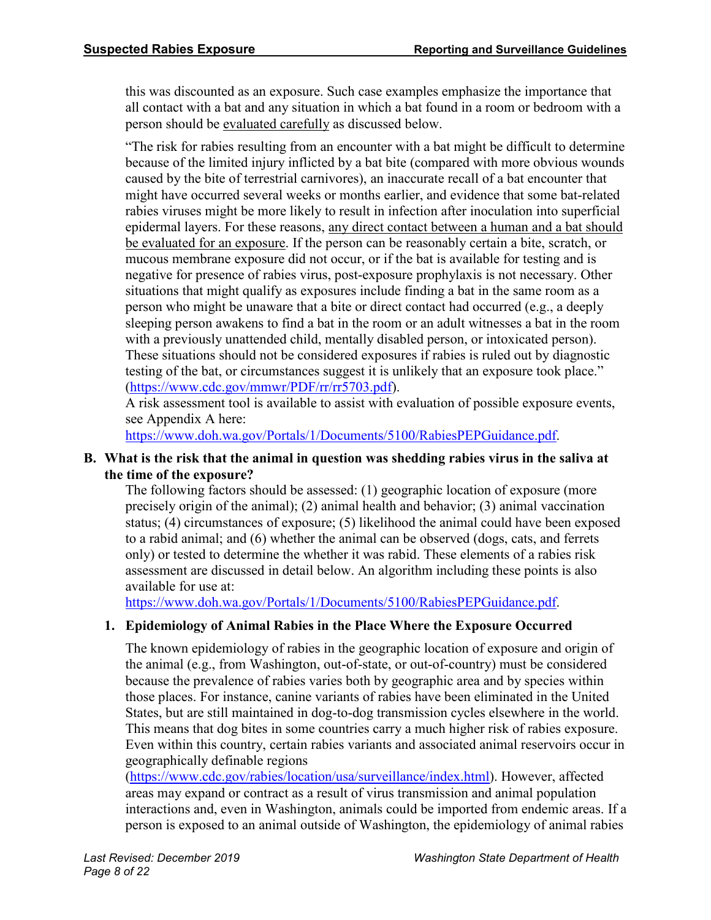this was discounted as an exposure. Such case examples emphasize the importance that all contact with a bat and any situation in which a bat found in a room or bedroom with a person should be evaluated carefully as discussed below.

"The risk for rabies resulting from an encounter with a bat might be difficult to determine because of the limited injury inflicted by a bat bite (compared with more obvious wounds caused by the bite of terrestrial carnivores), an inaccurate recall of a bat encounter that might have occurred several weeks or months earlier, and evidence that some bat-related rabies viruses might be more likely to result in infection after inoculation into superficial epidermal layers. For these reasons, any direct contact between a human and a bat should be evaluated for an exposure. If the person can be reasonably certain a bite, scratch, or mucous membrane exposure did not occur, or if the bat is available for testing and is negative for presence of rabies virus, post-exposure prophylaxis is not necessary. Other situations that might qualify as exposures include finding a bat in the same room as a person who might be unaware that a bite or direct contact had occurred (e.g., a deeply sleeping person awakens to find a bat in the room or an adult witnesses a bat in the room with a previously unattended child, mentally disabled person, or intoxicated person). These situations should not be considered exposures if rabies is ruled out by diagnostic testing of the bat, or circumstances suggest it is unlikely that an exposure took place." (https://www.cdc.gov/mmwr/PDF/rr/rr5703.pdf).

A risk assessment tool is available to assist with evaluation of possible exposure events, see Appendix A here: https://www.doh.wa.gov/Portals/1/Documents/5100/RabiesPEPGuidance.pdf.

**B. What is the risk that the animal in question was shedding rabies virus in the saliva at the time of the exposure?**

The following factors should be assessed: (1) geographic location of exposure (more precisely origin of the animal); (2) animal health and behavior; (3) animal vaccination status; (4) circumstances of exposure; (5) likelihood the animal could have been exposed to a rabid animal; and (6) whether the animal can be observed (dogs, cats, and ferrets only) or tested to determine the whether it was rabid. These elements of a rabies risk assessment are discussed in detail below. An algorithm including these points is also available for use at: https://www.doh.wa.gov/Portals/1/Documents/5100/RabiesPEPGuidance.pdf.

**1. Epidemiology of Animal Rabies in the Place Where the Exposure Occurred**

The known epidemiology of rabies in the geographic location of exposure and origin of the animal (e.g., from Washington, out-of-state, or out-of-country) must be considered because the prevalence of rabies varies both by geographic area and by species within those places. For instance, canine variants of rabies have been eliminated in the United States, but are still maintained in dog-to-dog transmission cycles elsewhere in the world. This means that dog bites in some countries carry a much higher risk of rabies exposure. Even within this country, certain rabies variants and associated animal reservoirs occur in geographically definable regions (https://www.cdc.gov/rabies/location/usa/surveillance/index.html). However, affected areas may expand or contract as a result of virus transmission and animal population interactions and, even in Washington, animals could be imported from endemic areas. If a person is exposed to an animal outside of Washington, the epidemiology of animal rabies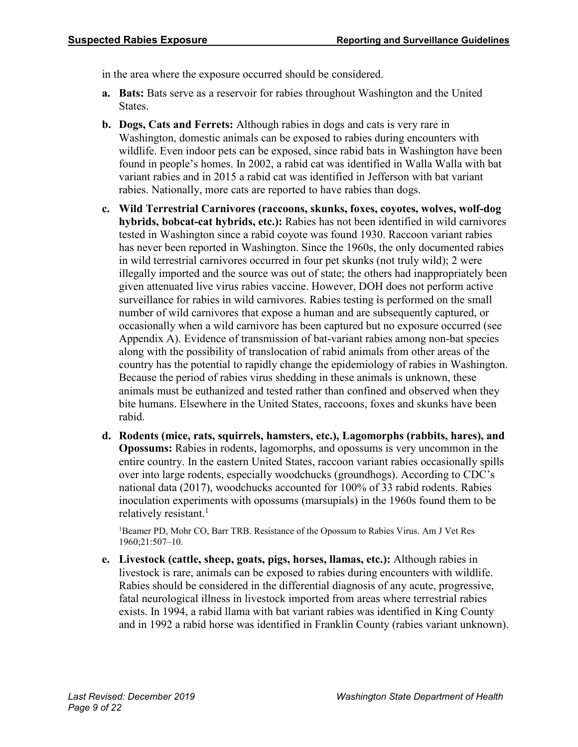in the area where the exposure occurred should be considered.

a. **Bats:** Bats serve as a reservoir for rabies throughout Washington and the United States.

b. **Dogs, Cats and Ferrets:** Although rabies in dogs and cats is very rare in Washington, domestic animals can be exposed to rabies during encounters with wildlife. Even indoor pets can be exposed, since rabid bats in Washington have been found in people's homes. In 2002, a rabid cat was identified in Walla Walla with bat variant rabies and in 2015 a rabid cat was identified in Jefferson with bat variant rabies. Nationally, more cats are reported to have rabies than dogs.

c. **Wild Terrestrial Carnivores (raccoons, skunks, foxes, coyotes, wolves, wolf-dog hybrids, bobcat-cat hybrids, etc.):** Rabies has not been identified in wild carnivores tested in Washington since a rabid coyote was found 1930. Raccoon variant rabies has never been reported in Washington. Since the 1960s, the only documented rabies in wild terrestrial carnivores occurred in four pet skunks (not truly wild); 2 were illegally imported and the source was out of state; the others had inappropriately been given attenuated live virus rabies vaccine. However, DOH does not perform active surveillance for rabies in wild carnivores. Rabies testing is performed on the small number of wild carnivores that expose a human and are subsequently captured, or occasionally when a wild carnivore has been captured but no exposure occurred (see Appendix A). Evidence of transmission of bat-variant rabies among non-bat species along with the possibility of translocation of rabid animals from other areas of the country has the potential to rapidly change the epidemiology of rabies in Washington. Because the period of rabies virus shedding in these animals is unknown, these animals must be euthanized and tested rather than confined and observed when they bite humans. Elsewhere in the United States, raccoons, foxes and skunks have been rabid.

d. **Rodents (mice, rats, squirrels, hamsters, etc.), Lagomorphs (rabbits, hares), and Opossums:** Rabies in rodents, lagomorphs, and opossums is very uncommon in the entire country. In the eastern United States, raccoon variant rabies occasionally spills over into large rodents, especially woodchucks (groundhogs). According to CDC's national data (2017), woodchucks accounted for 100% of 33 rabid rodents. Rabies inoculation experiments with opossums (marsupials) in the 1960s found them to be relatively resistant.[1]

   [1]Beamer PD, Mohr CO, Barr TRB. Resistance of the Opossum to Rabies Virus. Am J Vet Res 1960;21:507–10.

e. **Livestock (cattle, sheep, goats, pigs, horses, llamas, etc.):** Although rabies in livestock is rare, animals can be exposed to rabies during encounters with wildlife. Rabies should be considered in the differential diagnosis of any acute, progressive, fatal neurological illness in livestock imported from areas where terrestrial rabies exists. In 1994, a rabid llama with bat variant rabies was identified in King County and in 1992 a rabid horse was identified in Franklin County (rabies variant unknown).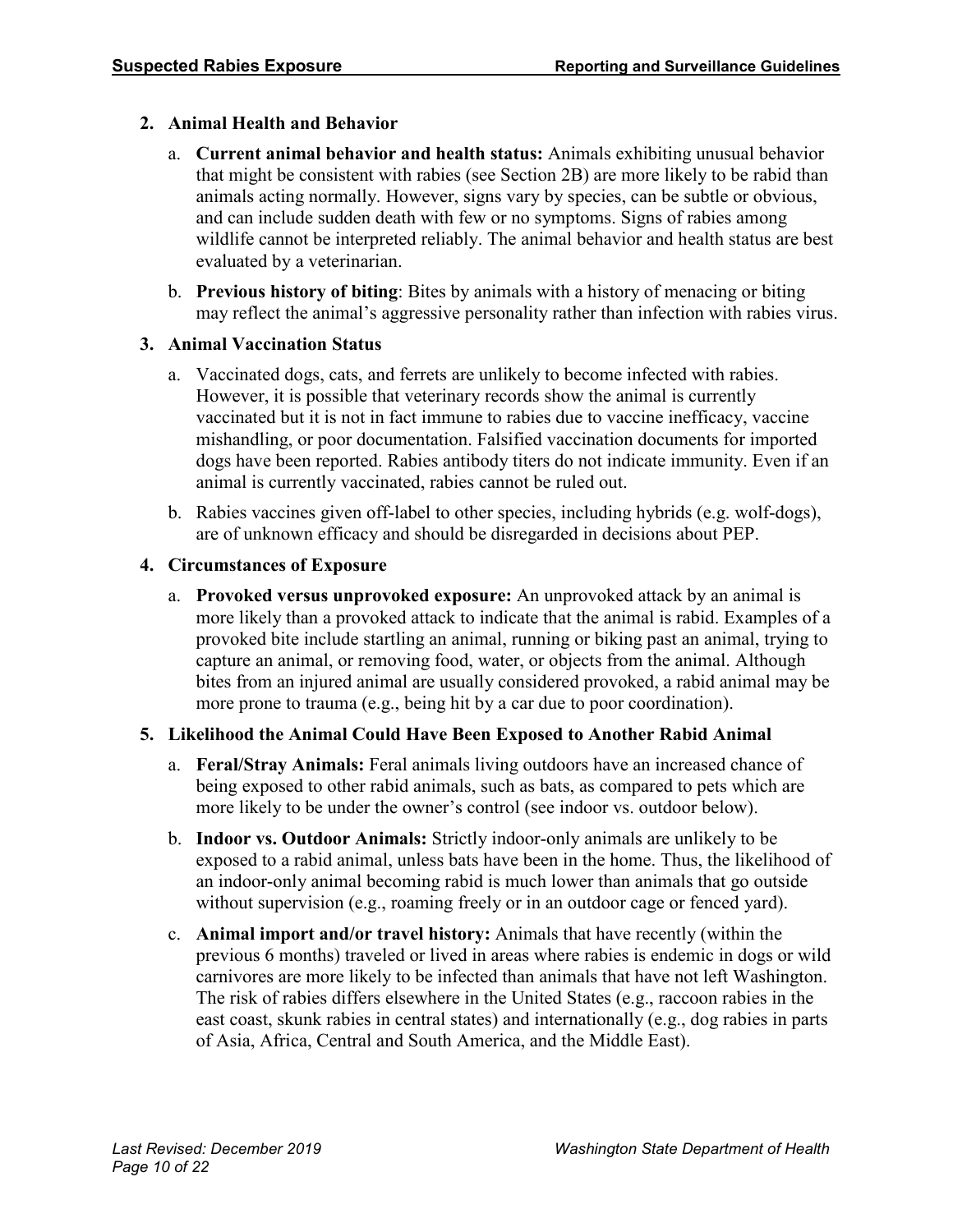2. **Animal Health and Behavior**

   a. **Current animal behavior and health status:** Animals exhibiting unusual behavior that might be consistent with rabies (see Section 2B) are more likely to be rabid than animals acting normally. However, signs vary by species, can be subtle or obvious, and can include sudden death with few or no symptoms. Signs of rabies among wildlife cannot be interpreted reliably. The animal behavior and health status are best evaluated by a veterinarian.

   b. **Previous history of biting**: Bites by animals with a history of menacing or biting may reflect the animal's aggressive personality rather than infection with rabies virus.

3. **Animal Vaccination Status**

   a. Vaccinated dogs, cats, and ferrets are unlikely to become infected with rabies. However, it is possible that veterinary records show the animal is currently vaccinated but it is not in fact immune to rabies due to vaccine inefficacy, vaccine mishandling, or poor documentation. Falsified vaccination documents for imported dogs have been reported. Rabies antibody titers do not indicate immunity. Even if an animal is currently vaccinated, rabies cannot be ruled out.

   b. Rabies vaccines given off-label to other species, including hybrids (e.g. wolf-dogs), are of unknown efficacy and should be disregarded in decisions about PEP.

4. **Circumstances of Exposure**

   a. **Provoked versus unprovoked exposure:** An unprovoked attack by an animal is more likely than a provoked attack to indicate that the animal is rabid. Examples of a provoked bite include startling an animal, running or biking past an animal, trying to capture an animal, or removing food, water, or objects from the animal. Although bites from an injured animal are usually considered provoked, a rabid animal may be more prone to trauma (e.g., being hit by a car due to poor coordination).

5. **Likelihood the Animal Could Have Been Exposed to Another Rabid Animal**

   a. **Feral/Stray Animals:** Feral animals living outdoors have an increased chance of being exposed to other rabid animals, such as bats, as compared to pets which are more likely to be under the owner's control (see indoor vs. outdoor below).

   b. **Indoor vs. Outdoor Animals:** Strictly indoor-only animals are unlikely to be exposed to a rabid animal, unless bats have been in the home. Thus, the likelihood of an indoor-only animal becoming rabid is much lower than animals that go outside without supervision (e.g., roaming freely or in an outdoor cage or fenced yard).

   c. **Animal import and/or travel history:** Animals that have recently (within the previous 6 months) traveled or lived in areas where rabies is endemic in dogs or wild carnivores are more likely to be infected than animals that have not left Washington. The risk of rabies differs elsewhere in the United States (e.g., raccoon rabies in the east coast, skunk rabies in central states) and internationally (e.g., dog rabies in parts of Asia, Africa, Central and South America, and the Middle East).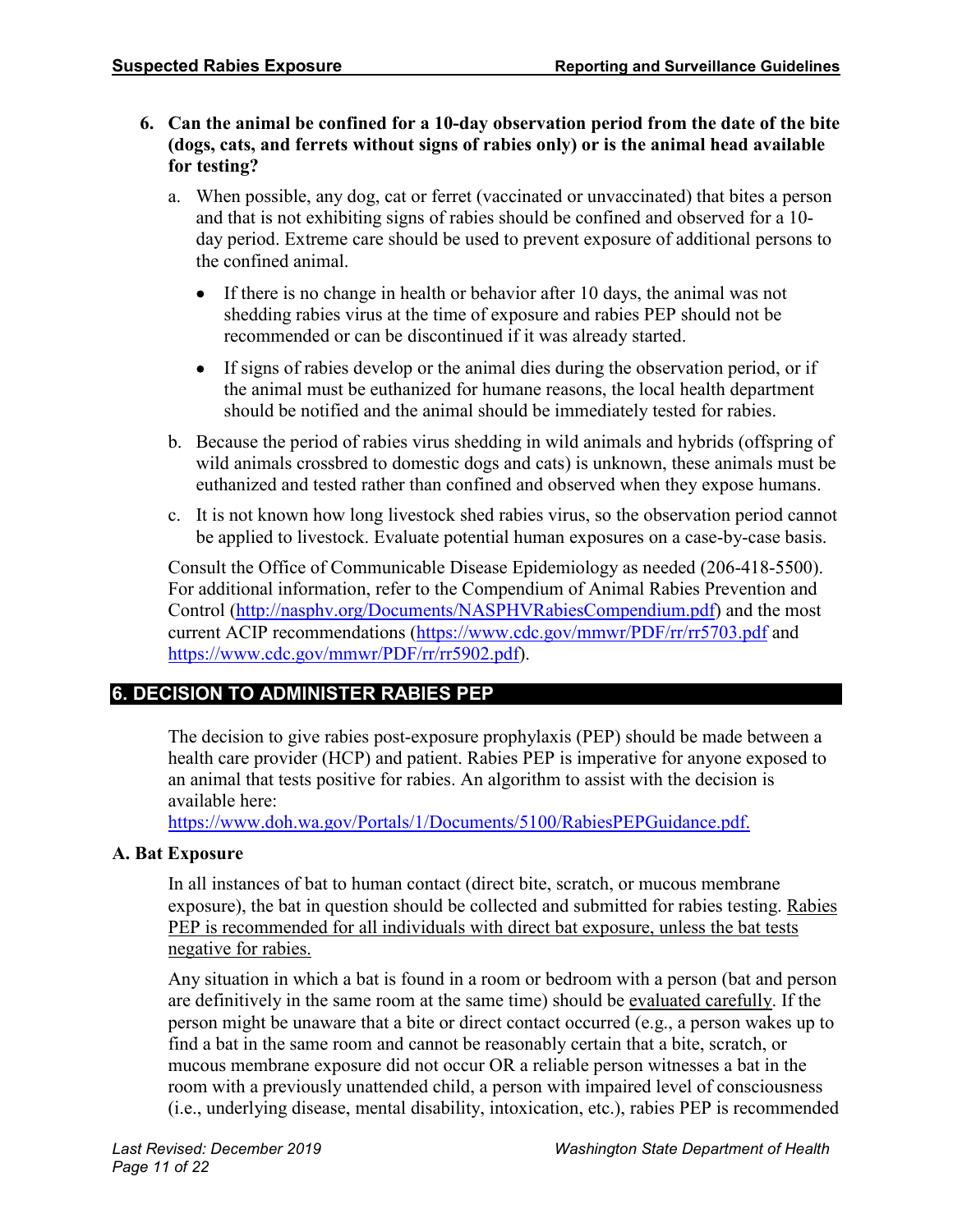**6. Can the animal be confined for a 10-day observation period from the date of the bite (dogs, cats, and ferrets without signs of rabies only) or is the animal head available for testing?**

a. When possible, any dog, cat or ferret (vaccinated or unvaccinated) that bites a person and that is not exhibiting signs of rabies should be confined and observed for a 10-day period. Extreme care should be used to prevent exposure of additional persons to the confined animal.

- If there is no change in health or behavior after 10 days, the animal was not shedding rabies virus at the time of exposure and rabies PEP should not be recommended or can be discontinued if it was already started.
- If signs of rabies develop or the animal dies during the observation period, or if the animal must be euthanized for humane reasons, the local health department should be notified and the animal should be immediately tested for rabies.

b. Because the period of rabies virus shedding in wild animals and hybrids (offspring of wild animals crossbred to domestic dogs and cats) is unknown, these animals must be euthanized and tested rather than confined and observed when they expose humans.

c. It is not known how long livestock shed rabies virus, so the observation period cannot be applied to livestock. Evaluate potential human exposures on a case-by-case basis.

Consult the Office of Communicable Disease Epidemiology as needed (206-418-5500). For additional information, refer to the Compendium of Animal Rabies Prevention and Control (http://nasphv.org/Documents/NASPHVRabiesCompendium.pdf) and the most current ACIP recommendations (https://www.cdc.gov/mmwr/PDF/rr/rr5703.pdf and https://www.cdc.gov/mmwr/PDF/rr/rr5902.pdf).

## 6. DECISION TO ADMINISTER RABIES PEP

The decision to give rabies post-exposure prophylaxis (PEP) should be made between a health care provider (HCP) and patient. Rabies PEP is imperative for anyone exposed to an animal that tests positive for rabies. An algorithm to assist with the decision is available here:
https://www.doh.wa.gov/Portals/1/Documents/5100/RabiesPEPGuidance.pdf.

### A. Bat Exposure

In all instances of bat to human contact (direct bite, scratch, or mucous membrane exposure), the bat in question should be collected and submitted for rabies testing. <u>Rabies PEP is recommended for all individuals with direct bat exposure, unless the bat tests negative for rabies.</u>

Any situation in which a bat is found in a room or bedroom with a person (bat and person are definitively in the same room at the same time) should be <u>evaluated carefully</u>. If the person might be unaware that a bite or direct contact occurred (e.g., a person wakes up to find a bat in the same room and cannot be reasonably certain that a bite, scratch, or mucous membrane exposure did not occur OR a reliable person witnesses a bat in the room with a previously unattended child, a person with impaired level of consciousness (i.e., underlying disease, mental disability, intoxication, etc.), rabies PEP is recommended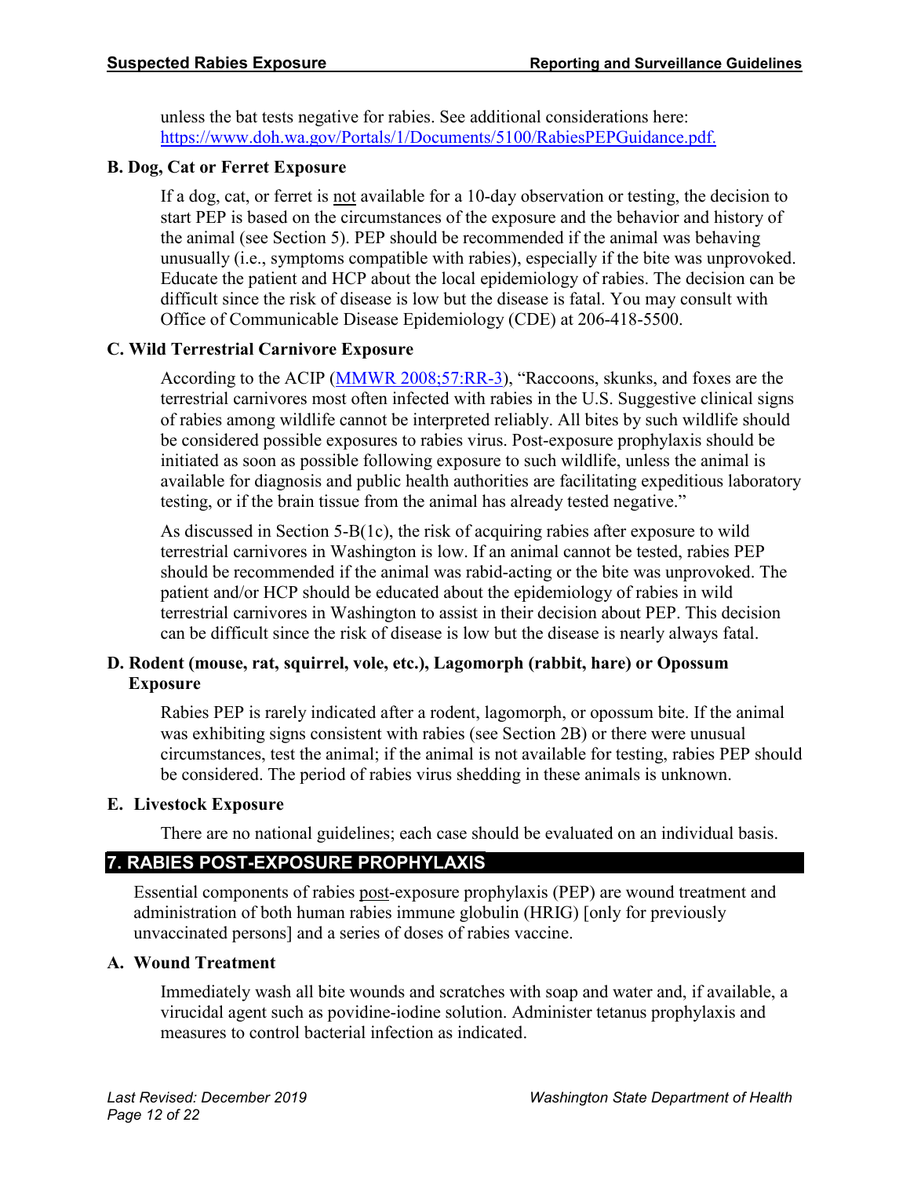unless the bat tests negative for rabies. See additional considerations here: [https://www.doh.wa.gov/Portals/1/Documents/5100/RabiesPEPGuidance.pdf.](https://www.doh.wa.gov/Portals/1/Documents/5100/RabiesPEPGuidance.pdf)

### B. Dog, Cat or Ferret Exposure

If a dog, cat, or ferret is <u>not</u> available for a 10-day observation or testing, the decision to start PEP is based on the circumstances of the exposure and the behavior and history of the animal (see Section 5). PEP should be recommended if the animal was behaving unusually (i.e., symptoms compatible with rabies), especially if the bite was unprovoked. Educate the patient and HCP about the local epidemiology of rabies. The decision can be difficult since the risk of disease is low but the disease is fatal. You may consult with Office of Communicable Disease Epidemiology (CDE) at 206-418-5500.

### C. Wild Terrestrial Carnivore Exposure

According to the ACIP (MMWR 2008;57:RR-3), "Raccoons, skunks, and foxes are the terrestrial carnivores most often infected with rabies in the U.S. Suggestive clinical signs of rabies among wildlife cannot be interpreted reliably. All bites by such wildlife should be considered possible exposures to rabies virus. Post-exposure prophylaxis should be initiated as soon as possible following exposure to such wildlife, unless the animal is available for diagnosis and public health authorities are facilitating expeditious laboratory testing, or if the brain tissue from the animal has already tested negative."

As discussed in Section 5-B(1c), the risk of acquiring rabies after exposure to wild terrestrial carnivores in Washington is low. If an animal cannot be tested, rabies PEP should be recommended if the animal was rabid-acting or the bite was unprovoked. The patient and/or HCP should be educated about the epidemiology of rabies in wild terrestrial carnivores in Washington to assist in their decision about PEP. This decision can be difficult since the risk of disease is low but the disease is nearly always fatal.

### D. Rodent (mouse, rat, squirrel, vole, etc.), Lagomorph (rabbit, hare) or Opossum Exposure

Rabies PEP is rarely indicated after a rodent, lagomorph, or opossum bite. If the animal was exhibiting signs consistent with rabies (see Section 2B) or there were unusual circumstances, test the animal; if the animal is not available for testing, rabies PEP should be considered. The period of rabies virus shedding in these animals is unknown.

### E. Livestock Exposure

There are no national guidelines; each case should be evaluated on an individual basis.

## 7. RABIES POST-EXPOSURE PROPHYLAXIS

Essential components of rabies <u>post</u>-exposure prophylaxis (PEP) are wound treatment and administration of both human rabies immune globulin (HRIG) [only for previously unvaccinated persons] and a series of doses of rabies vaccine.

### A. Wound Treatment

Immediately wash all bite wounds and scratches with soap and water and, if available, a virucidal agent such as povidine-iodine solution. Administer tetanus prophylaxis and measures to control bacterial infection as indicated.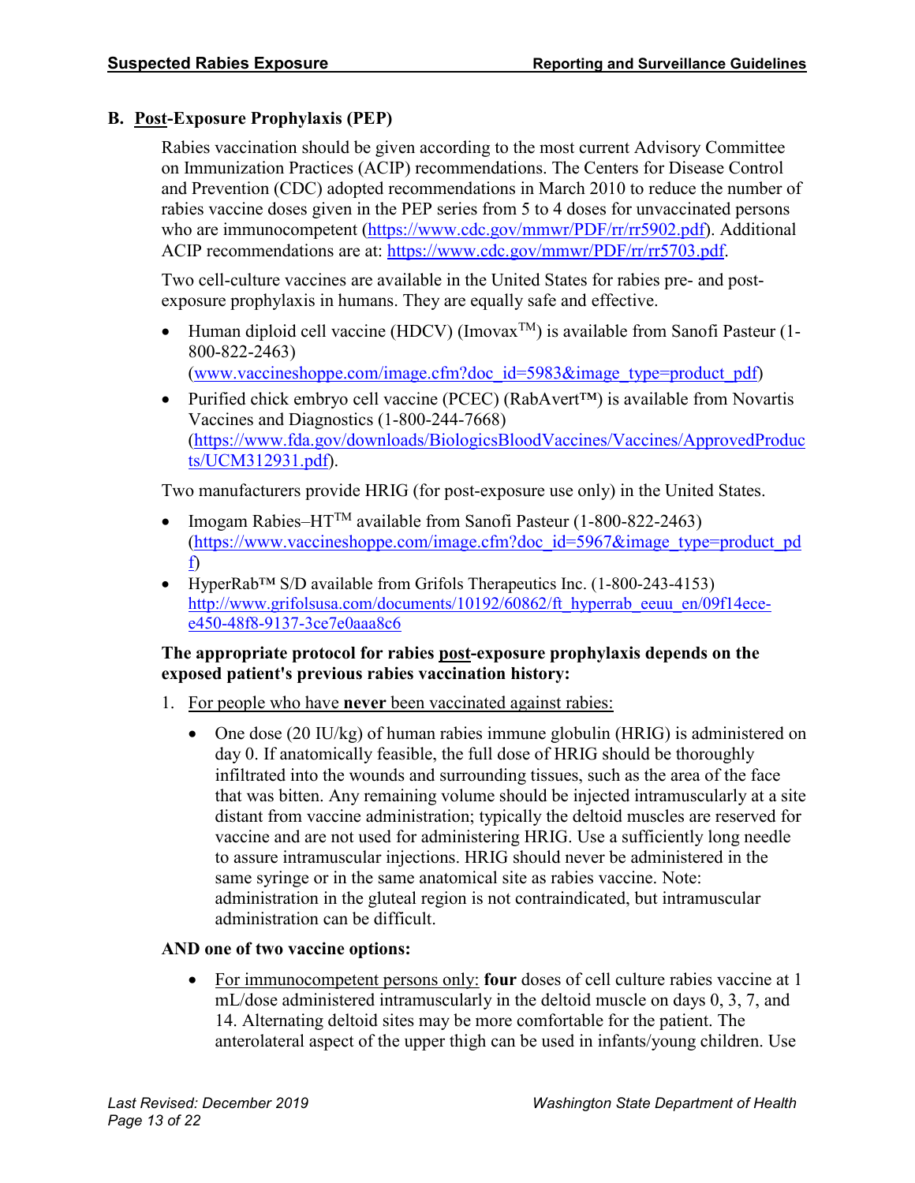### B. Post-Exposure Prophylaxis (PEP)

Rabies vaccination should be given according to the most current Advisory Committee on Immunization Practices (ACIP) recommendations. The Centers for Disease Control and Prevention (CDC) adopted recommendations in March 2010 to reduce the number of rabies vaccine doses given in the PEP series from 5 to 4 doses for unvaccinated persons who are immunocompetent (https://www.cdc.gov/mmwr/PDF/rr/rr5902.pdf). Additional ACIP recommendations are at: https://www.cdc.gov/mmwr/PDF/rr/rr5703.pdf.

Two cell-culture vaccines are available in the United States for rabies pre- and post-exposure prophylaxis in humans. They are equally safe and effective.

- Human diploid cell vaccine (HDCV) (Imovax™) is available from Sanofi Pasteur (1-800-822-2463) (www.vaccineshoppe.com/image.cfm?doc_id=5983&image_type=product_pdf)
- Purified chick embryo cell vaccine (PCEC) (RabAvert™) is available from Novartis Vaccines and Diagnostics (1-800-244-7668) (https://www.fda.gov/downloads/BiologicsBloodVaccines/Vaccines/ApprovedProducts/UCM312931.pdf).

Two manufacturers provide HRIG (for post-exposure use only) in the United States.

- Imogam Rabies–HT™ available from Sanofi Pasteur (1-800-822-2463) (https://www.vaccineshoppe.com/image.cfm?doc_id=5967&image_type=product_pdf)
- HyperRab™ S/D available from Grifols Therapeutics Inc. (1-800-243-4153) http://www.grifolsusa.com/documents/10192/60862/ft_hyperrab_eeuu_en/09f14ece-e450-48f8-9137-3ce7e0aaa8c6

**The appropriate protocol for rabies post-exposure prophylaxis depends on the exposed patient's previous rabies vaccination history:**

1. For people who have **never** been vaccinated against rabies:

   - One dose (20 IU/kg) of human rabies immune globulin (HRIG) is administered on day 0. If anatomically feasible, the full dose of HRIG should be thoroughly infiltrated into the wounds and surrounding tissues, such as the area of the face that was bitten. Any remaining volume should be injected intramuscularly at a site distant from vaccine administration; typically the deltoid muscles are reserved for vaccine and are not used for administering HRIG. Use a sufficiently long needle to assure intramuscular injections. HRIG should never be administered in the same syringe or in the same anatomical site as rabies vaccine. Note: administration in the gluteal region is not contraindicated, but intramuscular administration can be difficult.

   **AND one of two vaccine options:**

   - For immunocompetent persons only: **four** doses of cell culture rabies vaccine at 1 mL/dose administered intramuscularly in the deltoid muscle on days 0, 3, 7, and 14. Alternating deltoid sites may be more comfortable for the patient. The anterolateral aspect of the upper thigh can be used in infants/young children. Use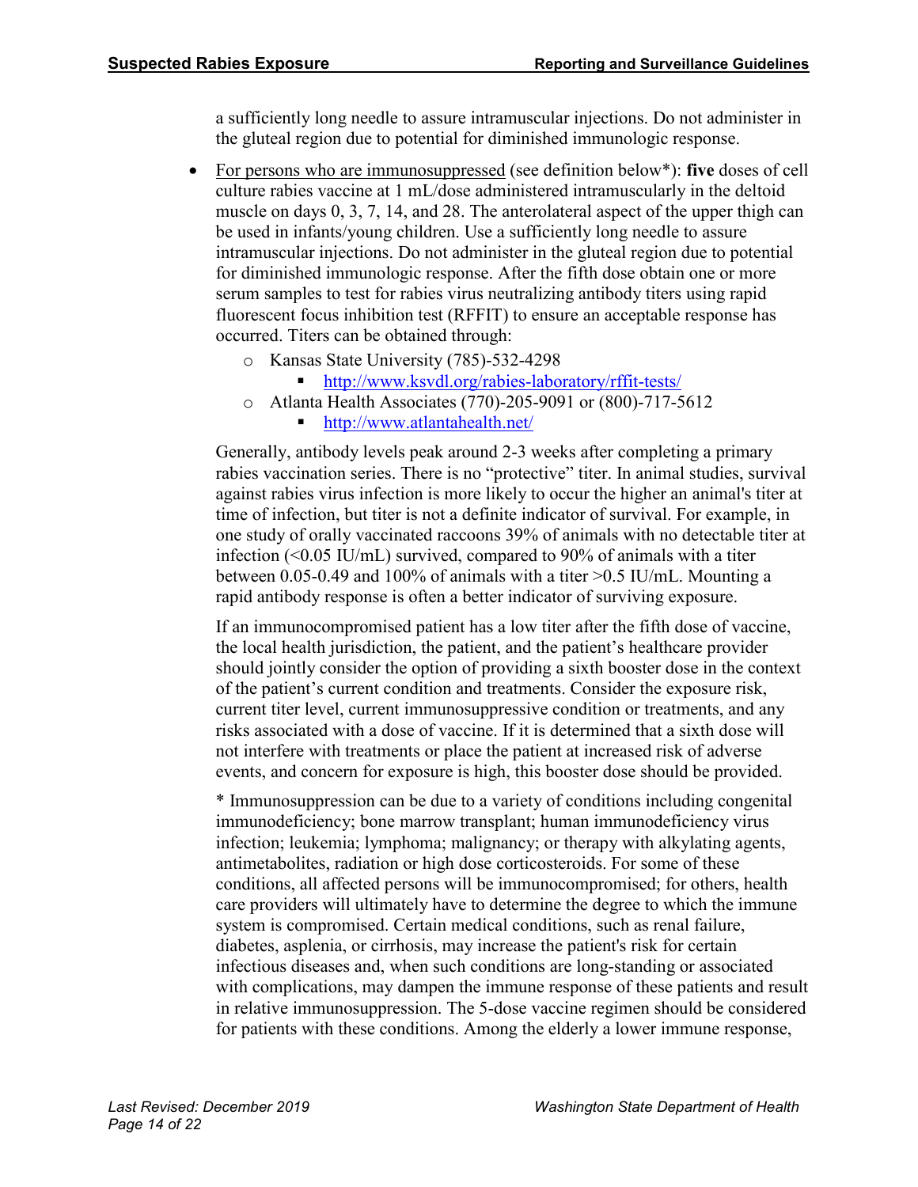a sufficiently long needle to assure intramuscular injections. Do not administer in the gluteal region due to potential for diminished immunologic response.

- For persons who are immunosuppressed (see definition below*): **five** doses of cell culture rabies vaccine at 1 mL/dose administered intramuscularly in the deltoid muscle on days 0, 3, 7, 14, and 28. The anterolateral aspect of the upper thigh can be used in infants/young children. Use a sufficiently long needle to assure intramuscular injections. Do not administer in the gluteal region due to potential for diminished immunologic response. After the fifth dose obtain one or more serum samples to test for rabies virus neutralizing antibody titers using rapid fluorescent focus inhibition test (RFFIT) to ensure an acceptable response has occurred. Titers can be obtained through:
    - Kansas State University (785)-532-4298
        - http://www.ksvdl.org/rabies-laboratory/rffit-tests/
    - Atlanta Health Associates (770)-205-9091 or (800)-717-5612
        - http://www.atlantahealth.net/

  Generally, antibody levels peak around 2-3 weeks after completing a primary rabies vaccination series. There is no "protective" titer. In animal studies, survival against rabies virus infection is more likely to occur the higher an animal's titer at time of infection, but titer is not a definite indicator of survival. For example, in one study of orally vaccinated raccoons 39% of animals with no detectable titer at infection (<0.05 IU/mL) survived, compared to 90% of animals with a titer between 0.05-0.49 and 100% of animals with a titer >0.5 IU/mL. Mounting a rapid antibody response is often a better indicator of surviving exposure.

  If an immunocompromised patient has a low titer after the fifth dose of vaccine, the local health jurisdiction, the patient, and the patient's healthcare provider should jointly consider the option of providing a sixth booster dose in the context of the patient's current condition and treatments. Consider the exposure risk, current titer level, current immunosuppressive condition or treatments, and any risks associated with a dose of vaccine. If it is determined that a sixth dose will not interfere with treatments or place the patient at increased risk of adverse events, and concern for exposure is high, this booster dose should be provided.

  \* Immunosuppression can be due to a variety of conditions including congenital immunodeficiency; bone marrow transplant; human immunodeficiency virus infection; leukemia; lymphoma; malignancy; or therapy with alkylating agents, antimetabolites, radiation or high dose corticosteroids. For some of these conditions, all affected persons will be immunocompromised; for others, health care providers will ultimately have to determine the degree to which the immune system is compromised. Certain medical conditions, such as renal failure, diabetes, asplenia, or cirrhosis, may increase the patient's risk for certain infectious diseases and, when such conditions are long-standing or associated with complications, may dampen the immune response of these patients and result in relative immunosuppression. The 5-dose vaccine regimen should be considered for patients with these conditions. Among the elderly a lower immune response,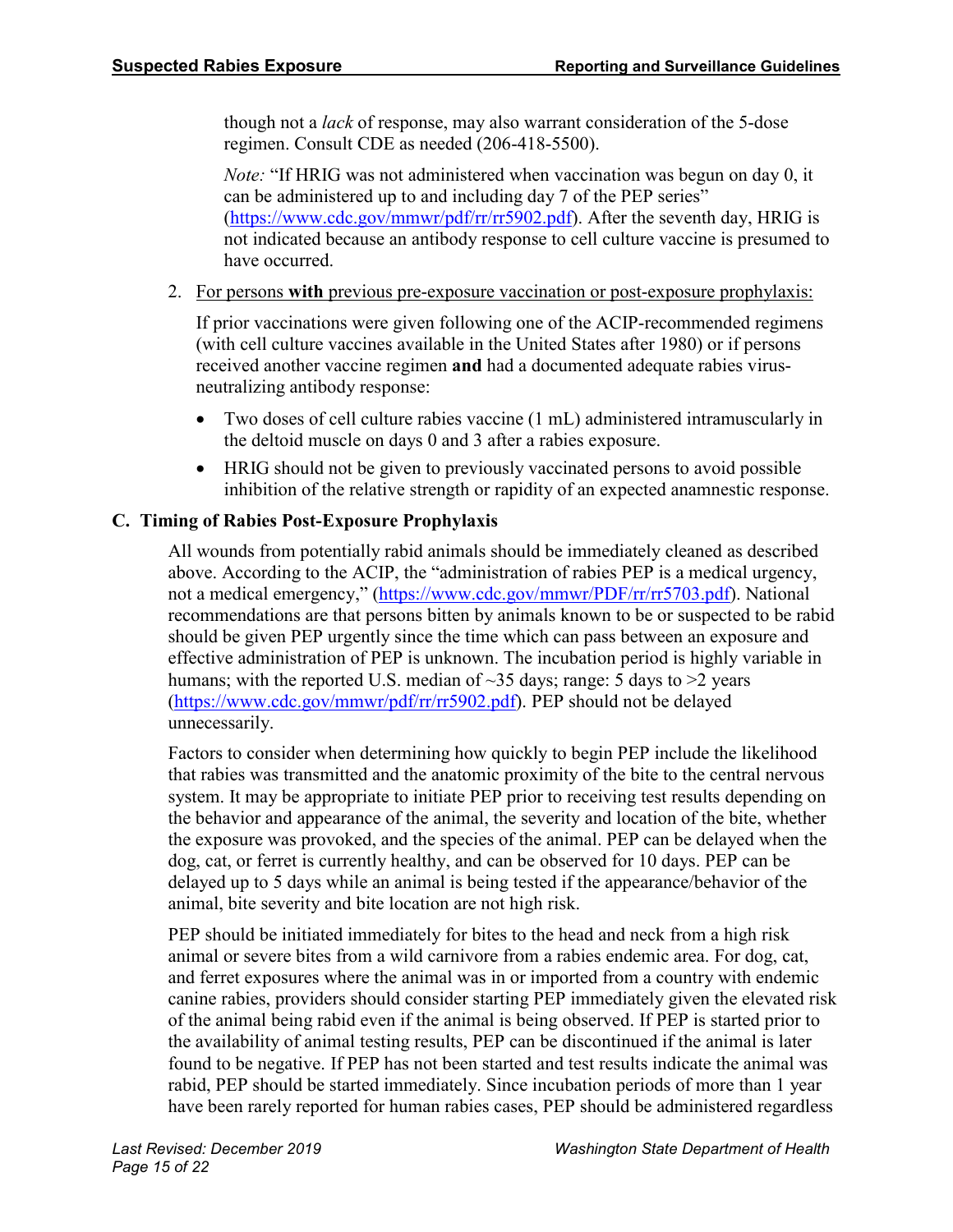though not a *lack* of response, may also warrant consideration of the 5-dose regimen. Consult CDE as needed (206-418-5500).

*Note:* "If HRIG was not administered when vaccination was begun on day 0, it can be administered up to and including day 7 of the PEP series" (https://www.cdc.gov/mmwr/pdf/rr/rr5902.pdf). After the seventh day, HRIG is not indicated because an antibody response to cell culture vaccine is presumed to have occurred.

2. For persons **with** previous pre-exposure vaccination or post-exposure prophylaxis:

   If prior vaccinations were given following one of the ACIP-recommended regimens (with cell culture vaccines available in the United States after 1980) or if persons received another vaccine regimen **and** had a documented adequate rabies virus-neutralizing antibody response:

   - Two doses of cell culture rabies vaccine (1 mL) administered intramuscularly in the deltoid muscle on days 0 and 3 after a rabies exposure.
   - HRIG should not be given to previously vaccinated persons to avoid possible inhibition of the relative strength or rapidity of an expected anamnestic response.

## C. Timing of Rabies Post-Exposure Prophylaxis

All wounds from potentially rabid animals should be immediately cleaned as described above. According to the ACIP, the "administration of rabies PEP is a medical urgency, not a medical emergency," (https://www.cdc.gov/mmwr/PDF/rr/rr5703.pdf). National recommendations are that persons bitten by animals known to be or suspected to be rabid should be given PEP urgently since the time which can pass between an exposure and effective administration of PEP is unknown. The incubation period is highly variable in humans; with the reported U.S. median of ~35 days; range: 5 days to >2 years (https://www.cdc.gov/mmwr/pdf/rr/rr5902.pdf). PEP should not be delayed unnecessarily.

Factors to consider when determining how quickly to begin PEP include the likelihood that rabies was transmitted and the anatomic proximity of the bite to the central nervous system. It may be appropriate to initiate PEP prior to receiving test results depending on the behavior and appearance of the animal, the severity and location of the bite, whether the exposure was provoked, and the species of the animal. PEP can be delayed when the dog, cat, or ferret is currently healthy, and can be observed for 10 days. PEP can be delayed up to 5 days while an animal is being tested if the appearance/behavior of the animal, bite severity and bite location are not high risk.

PEP should be initiated immediately for bites to the head and neck from a high risk animal or severe bites from a wild carnivore from a rabies endemic area. For dog, cat, and ferret exposures where the animal was in or imported from a country with endemic canine rabies, providers should consider starting PEP immediately given the elevated risk of the animal being rabid even if the animal is being observed. If PEP is started prior to the availability of animal testing results, PEP can be discontinued if the animal is later found to be negative. If PEP has not been started and test results indicate the animal was rabid, PEP should be started immediately. Since incubation periods of more than 1 year have been rarely reported for human rabies cases, PEP should be administered regardless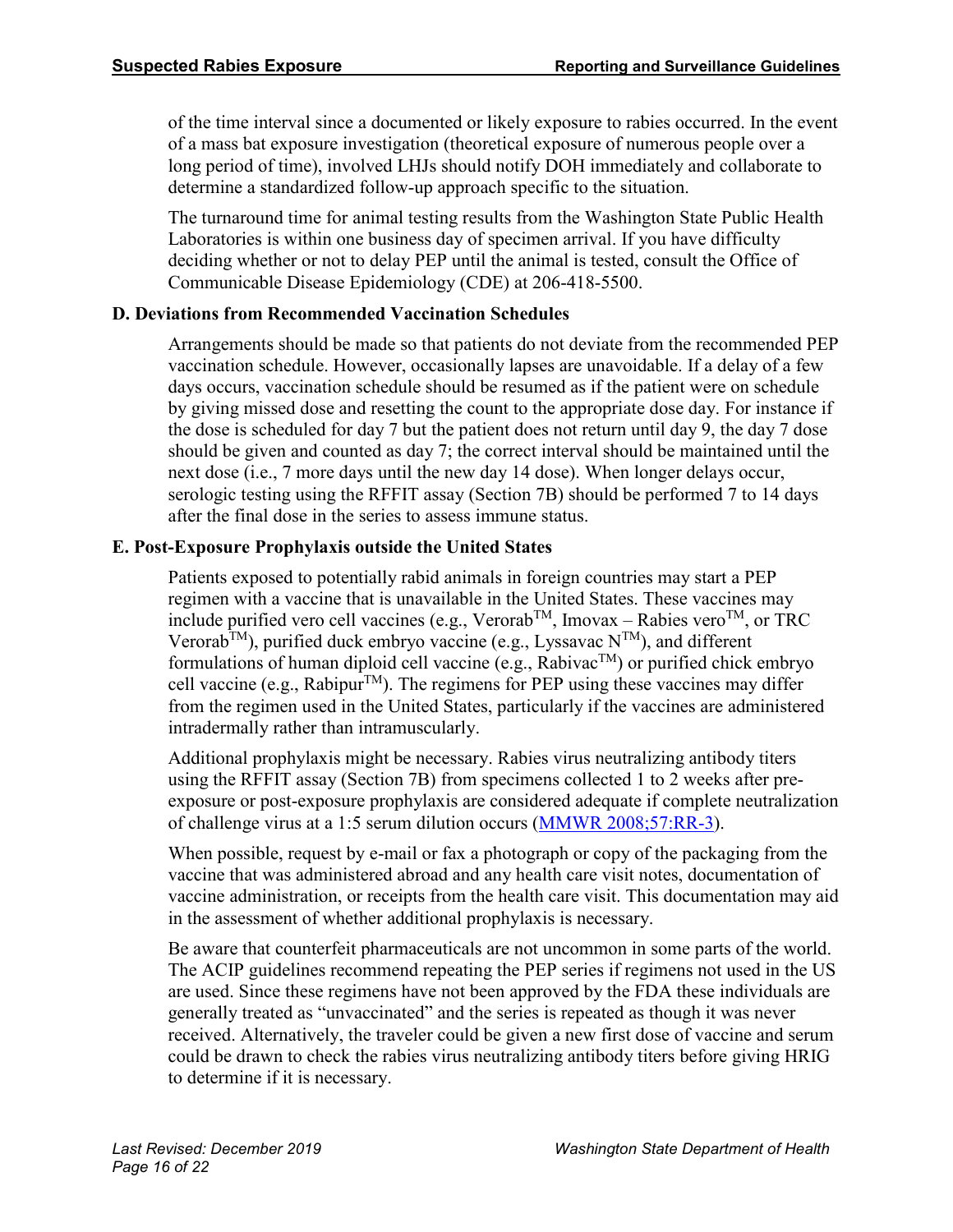of the time interval since a documented or likely exposure to rabies occurred. In the event of a mass bat exposure investigation (theoretical exposure of numerous people over a long period of time), involved LHJs should notify DOH immediately and collaborate to determine a standardized follow-up approach specific to the situation.

The turnaround time for animal testing results from the Washington State Public Health Laboratories is within one business day of specimen arrival. If you have difficulty deciding whether or not to delay PEP until the animal is tested, consult the Office of Communicable Disease Epidemiology (CDE) at 206-418-5500.

### D. Deviations from Recommended Vaccination Schedules

Arrangements should be made so that patients do not deviate from the recommended PEP vaccination schedule. However, occasionally lapses are unavoidable. If a delay of a few days occurs, vaccination schedule should be resumed as if the patient were on schedule by giving missed dose and resetting the count to the appropriate dose day. For instance if the dose is scheduled for day 7 but the patient does not return until day 9, the day 7 dose should be given and counted as day 7; the correct interval should be maintained until the next dose (i.e., 7 more days until the new day 14 dose). When longer delays occur, serologic testing using the RFFIT assay (Section 7B) should be performed 7 to 14 days after the final dose in the series to assess immune status.

### E. Post-Exposure Prophylaxis outside the United States

Patients exposed to potentially rabid animals in foreign countries may start a PEP regimen with a vaccine that is unavailable in the United States. These vaccines may include purified vero cell vaccines (e.g., Verorab™, Imovax – Rabies vero™, or TRC Verorab™), purified duck embryo vaccine (e.g., Lyssavac N™), and different formulations of human diploid cell vaccine (e.g., Rabivac™) or purified chick embryo cell vaccine (e.g., Rabipur™). The regimens for PEP using these vaccines may differ from the regimen used in the United States, particularly if the vaccines are administered intradermally rather than intramuscularly.

Additional prophylaxis might be necessary. Rabies virus neutralizing antibody titers using the RFFIT assay (Section 7B) from specimens collected 1 to 2 weeks after pre-exposure or post-exposure prophylaxis are considered adequate if complete neutralization of challenge virus at a 1:5 serum dilution occurs (MMWR 2008;57:RR-3).

When possible, request by e-mail or fax a photograph or copy of the packaging from the vaccine that was administered abroad and any health care visit notes, documentation of vaccine administration, or receipts from the health care visit. This documentation may aid in the assessment of whether additional prophylaxis is necessary.

Be aware that counterfeit pharmaceuticals are not uncommon in some parts of the world. The ACIP guidelines recommend repeating the PEP series if regimens not used in the US are used. Since these regimens have not been approved by the FDA these individuals are generally treated as "unvaccinated" and the series is repeated as though it was never received. Alternatively, the traveler could be given a new first dose of vaccine and serum could be drawn to check the rabies virus neutralizing antibody titers before giving HRIG to determine if it is necessary.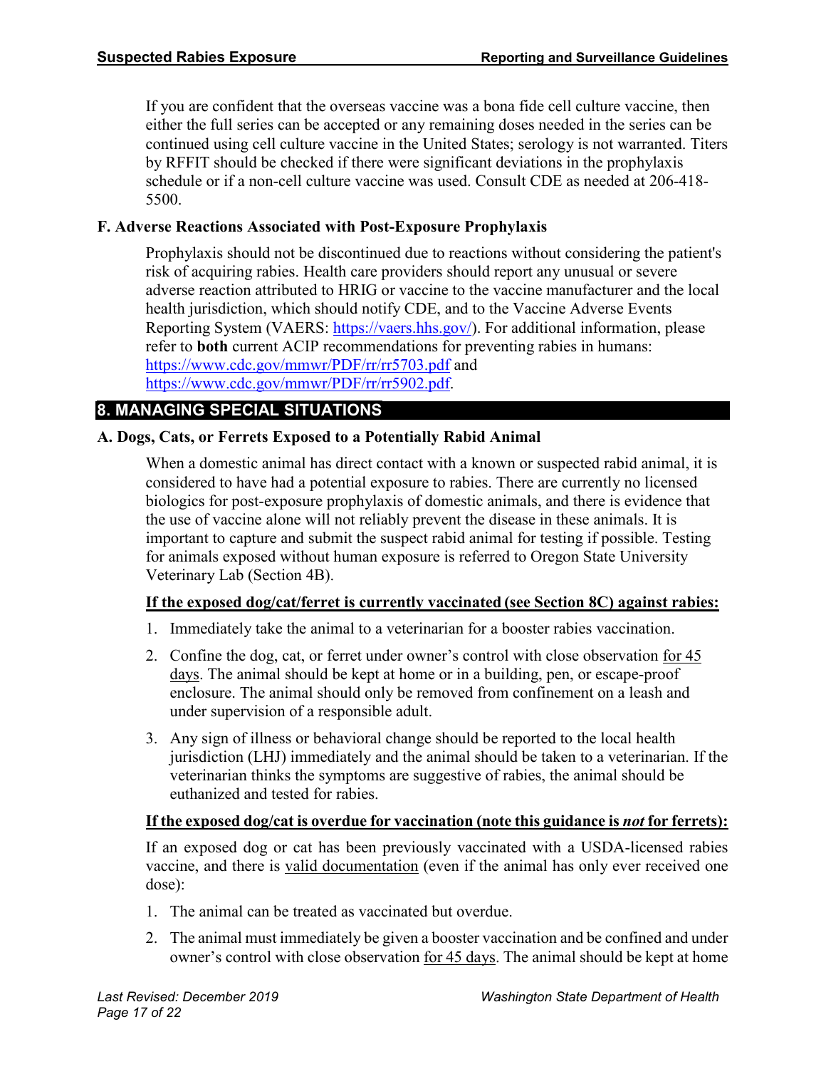If you are confident that the overseas vaccine was a bona fide cell culture vaccine, then either the full series can be accepted or any remaining doses needed in the series can be continued using cell culture vaccine in the United States; serology is not warranted. Titers by RFFIT should be checked if there were significant deviations in the prophylaxis schedule or if a non-cell culture vaccine was used. Consult CDE as needed at 206-418-5500.

### F. Adverse Reactions Associated with Post-Exposure Prophylaxis

Prophylaxis should not be discontinued due to reactions without considering the patient's risk of acquiring rabies. Health care providers should report any unusual or severe adverse reaction attributed to HRIG or vaccine to the vaccine manufacturer and the local health jurisdiction, which should notify CDE, and to the Vaccine Adverse Events Reporting System (VAERS: https://vaers.hhs.gov/). For additional information, please refer to **both** current ACIP recommendations for preventing rabies in humans: https://www.cdc.gov/mmwr/PDF/rr/rr5703.pdf and https://www.cdc.gov/mmwr/PDF/rr/rr5902.pdf.

## 8. MANAGING SPECIAL SITUATIONS

### A. Dogs, Cats, or Ferrets Exposed to a Potentially Rabid Animal

When a domestic animal has direct contact with a known or suspected rabid animal, it is considered to have had a potential exposure to rabies. There are currently no licensed biologics for post-exposure prophylaxis of domestic animals, and there is evidence that the use of vaccine alone will not reliably prevent the disease in these animals. It is important to capture and submit the suspect rabid animal for testing if possible. Testing for animals exposed without human exposure is referred to Oregon State University Veterinary Lab (Section 4B).

**If the exposed dog/cat/ferret is currently vaccinated (see Section 8C) against rabies:**

1. Immediately take the animal to a veterinarian for a booster rabies vaccination.
2. Confine the dog, cat, or ferret under owner's control with close observation for 45 days. The animal should be kept at home or in a building, pen, or escape-proof enclosure. The animal should only be removed from confinement on a leash and under supervision of a responsible adult.
3. Any sign of illness or behavioral change should be reported to the local health jurisdiction (LHJ) immediately and the animal should be taken to a veterinarian. If the veterinarian thinks the symptoms are suggestive of rabies, the animal should be euthanized and tested for rabies.

**If the exposed dog/cat is overdue for vaccination (note this guidance is *not* for ferrets):**

If an exposed dog or cat has been previously vaccinated with a USDA-licensed rabies vaccine, and there is valid documentation (even if the animal has only ever received one dose):

1. The animal can be treated as vaccinated but overdue.
2. The animal must immediately be given a booster vaccination and be confined and under owner's control with close observation for 45 days. The animal should be kept at home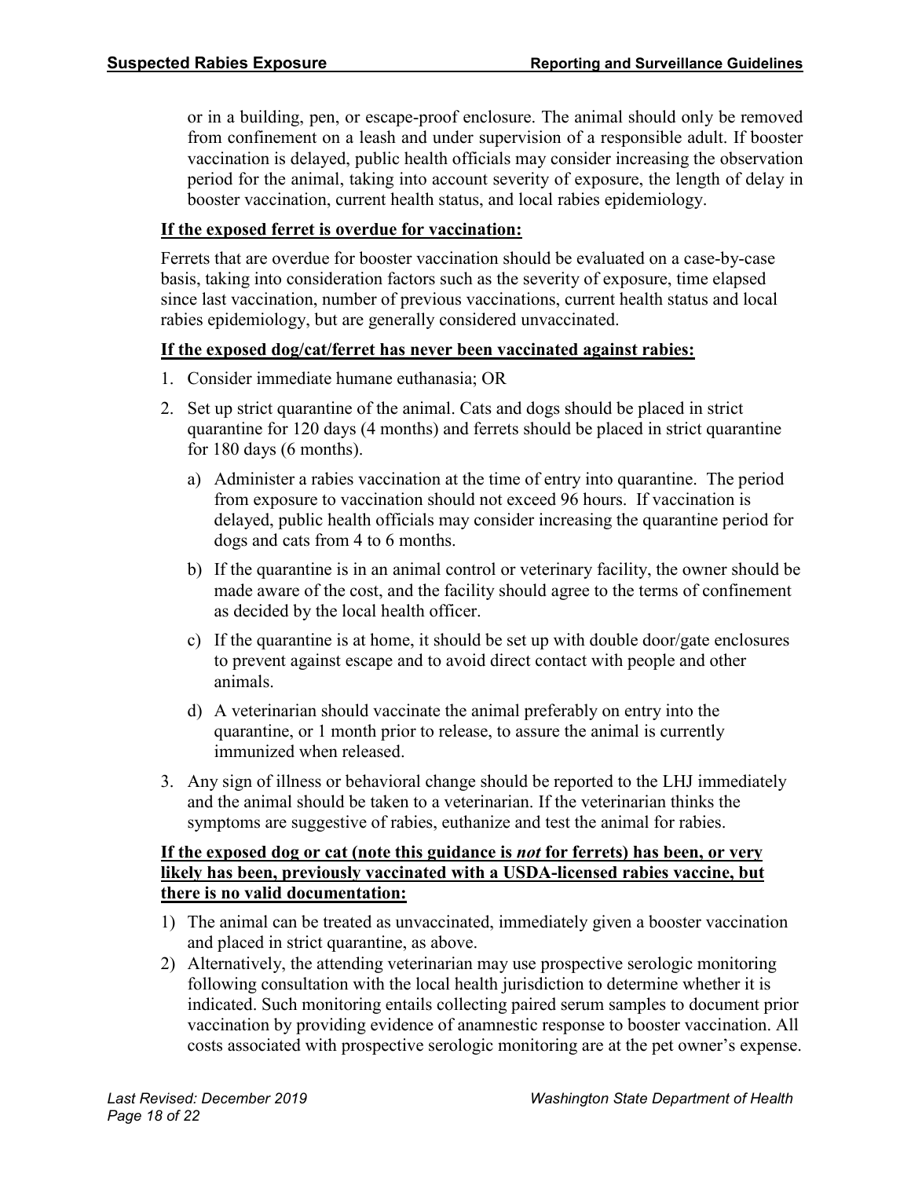or in a building, pen, or escape-proof enclosure. The animal should only be removed from confinement on a leash and under supervision of a responsible adult. If booster vaccination is delayed, public health officials may consider increasing the observation period for the animal, taking into account severity of exposure, the length of delay in booster vaccination, current health status, and local rabies epidemiology.

**If the exposed ferret is overdue for vaccination:**

Ferrets that are overdue for booster vaccination should be evaluated on a case-by-case basis, taking into consideration factors such as the severity of exposure, time elapsed since last vaccination, number of previous vaccinations, current health status and local rabies epidemiology, but are generally considered unvaccinated.

**If the exposed dog/cat/ferret has never been vaccinated against rabies:**

1. Consider immediate humane euthanasia; OR
2. Set up strict quarantine of the animal. Cats and dogs should be placed in strict quarantine for 120 days (4 months) and ferrets should be placed in strict quarantine for 180 days (6 months).
   a) Administer a rabies vaccination at the time of entry into quarantine. The period from exposure to vaccination should not exceed 96 hours. If vaccination is delayed, public health officials may consider increasing the quarantine period for dogs and cats from 4 to 6 months.
   b) If the quarantine is in an animal control or veterinary facility, the owner should be made aware of the cost, and the facility should agree to the terms of confinement as decided by the local health officer.
   c) If the quarantine is at home, it should be set up with double door/gate enclosures to prevent against escape and to avoid direct contact with people and other animals.
   d) A veterinarian should vaccinate the animal preferably on entry into the quarantine, or 1 month prior to release, to assure the animal is currently immunized when released.
3. Any sign of illness or behavioral change should be reported to the LHJ immediately and the animal should be taken to a veterinarian. If the veterinarian thinks the symptoms are suggestive of rabies, euthanize and test the animal for rabies.

**If the exposed dog or cat (note this guidance is *not* for ferrets) has been, or very likely has been, previously vaccinated with a USDA-licensed rabies vaccine, but there is no valid documentation:**

1) The animal can be treated as unvaccinated, immediately given a booster vaccination and placed in strict quarantine, as above.
2) Alternatively, the attending veterinarian may use prospective serologic monitoring following consultation with the local health jurisdiction to determine whether it is indicated. Such monitoring entails collecting paired serum samples to document prior vaccination by providing evidence of anamnestic response to booster vaccination. All costs associated with prospective serologic monitoring are at the pet owner's expense.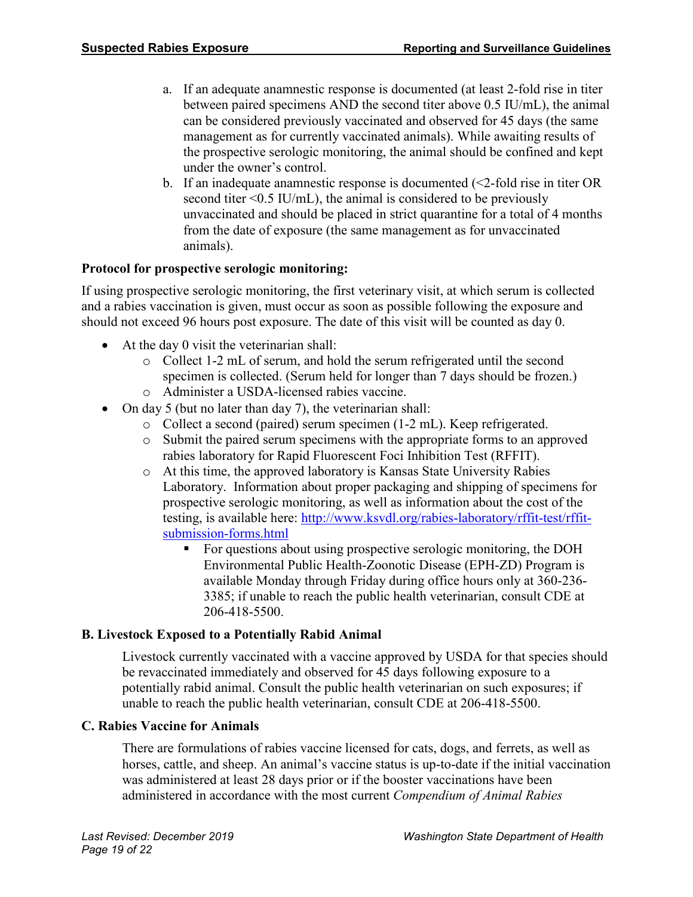a. If an adequate anamnestic response is documented (at least 2-fold rise in titer between paired specimens AND the second titer above 0.5 IU/mL), the animal can be considered previously vaccinated and observed for 45 days (the same management as for currently vaccinated animals). While awaiting results of the prospective serologic monitoring, the animal should be confined and kept under the owner's control.
b. If an inadequate anamnestic response is documented (<2-fold rise in titer OR second titer <0.5 IU/mL), the animal is considered to be previously unvaccinated and should be placed in strict quarantine for a total of 4 months from the date of exposure (the same management as for unvaccinated animals).

**Protocol for prospective serologic monitoring:**

If using prospective serologic monitoring, the first veterinary visit, at which serum is collected and a rabies vaccination is given, must occur as soon as possible following the exposure and should not exceed 96 hours post exposure. The date of this visit will be counted as day 0.

- At the day 0 visit the veterinarian shall:
  - Collect 1-2 mL of serum, and hold the serum refrigerated until the second specimen is collected. (Serum held for longer than 7 days should be frozen.)
  - Administer a USDA-licensed rabies vaccine.
- On day 5 (but no later than day 7), the veterinarian shall:
  - Collect a second (paired) serum specimen (1-2 mL). Keep refrigerated.
  - Submit the paired serum specimens with the appropriate forms to an approved rabies laboratory for Rapid Fluorescent Foci Inhibition Test (RFFIT).
  - At this time, the approved laboratory is Kansas State University Rabies Laboratory. Information about proper packaging and shipping of specimens for prospective serologic monitoring, as well as information about the cost of the testing, is available here: [http://www.ksvdl.org/rabies-laboratory/rffit-test/rffit-submission-forms.html](http://www.ksvdl.org/rabies-laboratory/rffit-test/rffit-submission-forms.html)
    - For questions about using prospective serologic monitoring, the DOH Environmental Public Health-Zoonotic Disease (EPH-ZD) Program is available Monday through Friday during office hours only at 360-236-3385; if unable to reach the public health veterinarian, consult CDE at 206-418-5500.

### B. Livestock Exposed to a Potentially Rabid Animal

Livestock currently vaccinated with a vaccine approved by USDA for that species should be revaccinated immediately and observed for 45 days following exposure to a potentially rabid animal. Consult the public health veterinarian on such exposures; if unable to reach the public health veterinarian, consult CDE at 206-418-5500.

### C. Rabies Vaccine for Animals

There are formulations of rabies vaccine licensed for cats, dogs, and ferrets, as well as horses, cattle, and sheep. An animal's vaccine status is up-to-date if the initial vaccination was administered at least 28 days prior or if the booster vaccinations have been administered in accordance with the most current *Compendium of Animal Rabies*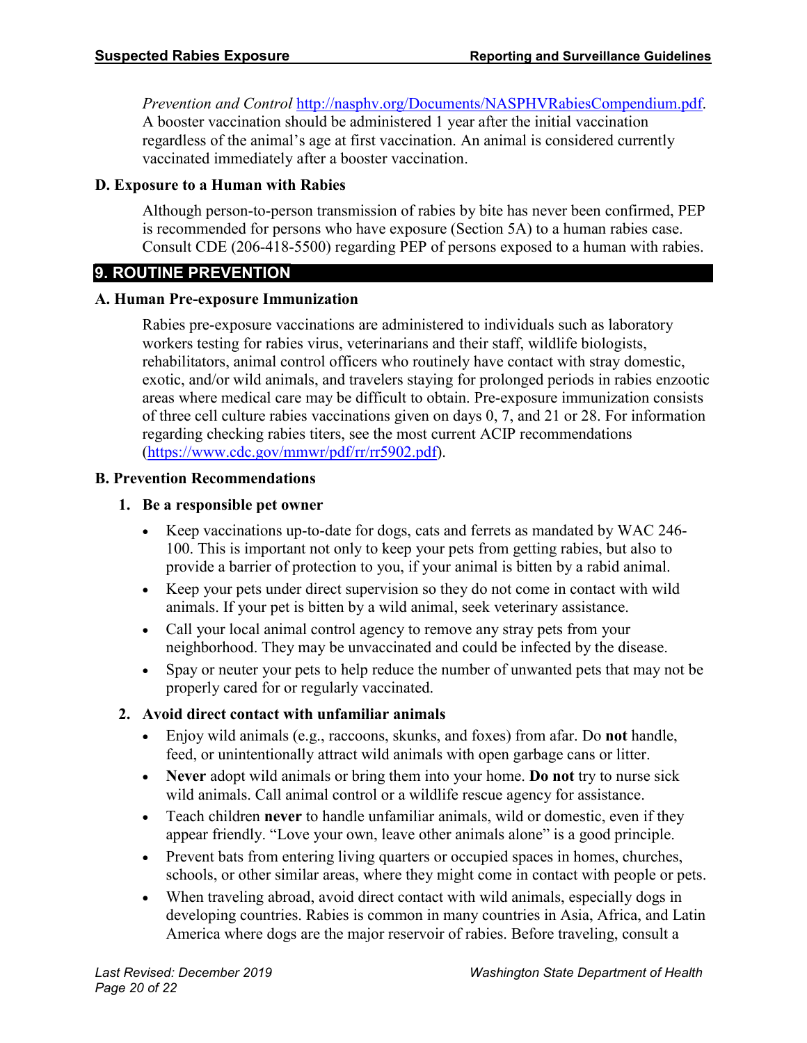*Prevention and Control* http://nasphv.org/Documents/NASPHVRabiesCompendium.pdf. A booster vaccination should be administered 1 year after the initial vaccination regardless of the animal's age at first vaccination. An animal is considered currently vaccinated immediately after a booster vaccination.

### D. Exposure to a Human with Rabies

Although person-to-person transmission of rabies by bite has never been confirmed, PEP is recommended for persons who have exposure (Section 5A) to a human rabies case. Consult CDE (206-418-5500) regarding PEP of persons exposed to a human with rabies.

## 9. ROUTINE PREVENTION

### A. Human Pre-exposure Immunization

Rabies pre-exposure vaccinations are administered to individuals such as laboratory workers testing for rabies virus, veterinarians and their staff, wildlife biologists, rehabilitators, animal control officers who routinely have contact with stray domestic, exotic, and/or wild animals, and travelers staying for prolonged periods in rabies enzootic areas where medical care may be difficult to obtain. Pre-exposure immunization consists of three cell culture rabies vaccinations given on days 0, 7, and 21 or 28. For information regarding checking rabies titers, see the most current ACIP recommendations (https://www.cdc.gov/mmwr/pdf/rr/rr5902.pdf).

### B. Prevention Recommendations

**1. Be a responsible pet owner**

- Keep vaccinations up-to-date for dogs, cats and ferrets as mandated by WAC 246-100. This is important not only to keep your pets from getting rabies, but also to provide a barrier of protection to you, if your animal is bitten by a rabid animal.
- Keep your pets under direct supervision so they do not come in contact with wild animals. If your pet is bitten by a wild animal, seek veterinary assistance.
- Call your local animal control agency to remove any stray pets from your neighborhood. They may be unvaccinated and could be infected by the disease.
- Spay or neuter your pets to help reduce the number of unwanted pets that may not be properly cared for or regularly vaccinated.

**2. Avoid direct contact with unfamiliar animals**

- Enjoy wild animals (e.g., raccoons, skunks, and foxes) from afar. Do **not** handle, feed, or unintentionally attract wild animals with open garbage cans or litter.
- **Never** adopt wild animals or bring them into your home. **Do not** try to nurse sick wild animals. Call animal control or a wildlife rescue agency for assistance.
- Teach children **never** to handle unfamiliar animals, wild or domestic, even if they appear friendly. "Love your own, leave other animals alone" is a good principle.
- Prevent bats from entering living quarters or occupied spaces in homes, churches, schools, or other similar areas, where they might come in contact with people or pets.
- When traveling abroad, avoid direct contact with wild animals, especially dogs in developing countries. Rabies is common in many countries in Asia, Africa, and Latin America where dogs are the major reservoir of rabies. Before traveling, consult a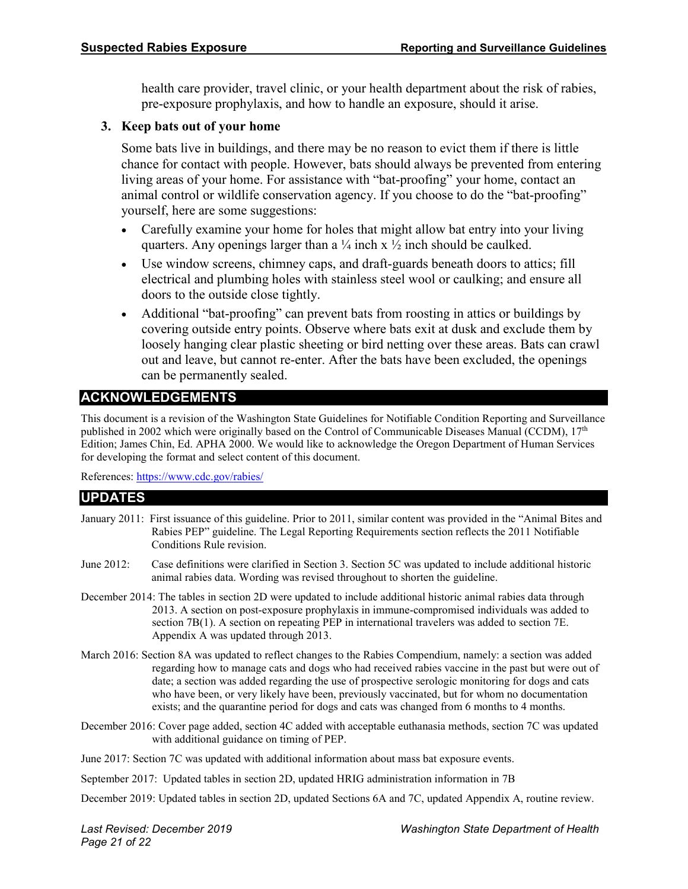health care provider, travel clinic, or your health department about the risk of rabies, pre-exposure prophylaxis, and how to handle an exposure, should it arise.

3. **Keep bats out of your home**

   Some bats live in buildings, and there may be no reason to evict them if there is little chance for contact with people. However, bats should always be prevented from entering living areas of your home. For assistance with "bat-proofing" your home, contact an animal control or wildlife conservation agency. If you choose to do the "bat-proofing" yourself, here are some suggestions:

   - Carefully examine your home for holes that might allow bat entry into your living quarters. Any openings larger than a ¼ inch x ½ inch should be caulked.
   - Use window screens, chimney caps, and draft-guards beneath doors to attics; fill electrical and plumbing holes with stainless steel wool or caulking; and ensure all doors to the outside close tightly.
   - Additional "bat-proofing" can prevent bats from roosting in attics or buildings by covering outside entry points. Observe where bats exit at dusk and exclude them by loosely hanging clear plastic sheeting or bird netting over these areas. Bats can crawl out and leave, but cannot re-enter. After the bats have been excluded, the openings can be permanently sealed.

## ACKNOWLEDGEMENTS

This document is a revision of the Washington State Guidelines for Notifiable Condition Reporting and Surveillance published in 2002 which were originally based on the Control of Communicable Diseases Manual (CCDM), 17th Edition; James Chin, Ed. APHA 2000. We would like to acknowledge the Oregon Department of Human Services for developing the format and select content of this document.

References: https://www.cdc.gov/rabies/

## UPDATES

January 2011: First issuance of this guideline. Prior to 2011, similar content was provided in the "Animal Bites and Rabies PEP" guideline. The Legal Reporting Requirements section reflects the 2011 Notifiable Conditions Rule revision.

June 2012: Case definitions were clarified in Section 3. Section 5C was updated to include additional historic animal rabies data. Wording was revised throughout to shorten the guideline.

December 2014: The tables in section 2D were updated to include additional historic animal rabies data through 2013. A section on post-exposure prophylaxis in immune-compromised individuals was added to section 7B(1). A section on repeating PEP in international travelers was added to section 7E. Appendix A was updated through 2013.

March 2016: Section 8A was updated to reflect changes to the Rabies Compendium, namely: a section was added regarding how to manage cats and dogs who had received rabies vaccine in the past but were out of date; a section was added regarding the use of prospective serologic monitoring for dogs and cats who have been, or very likely have been, previously vaccinated, but for whom no documentation exists; and the quarantine period for dogs and cats was changed from 6 months to 4 months.

December 2016: Cover page added, section 4C added with acceptable euthanasia methods, section 7C was updated with additional guidance on timing of PEP.

June 2017: Section 7C was updated with additional information about mass bat exposure events.

September 2017: Updated tables in section 2D, updated HRIG administration information in 7B

December 2019: Updated tables in section 2D, updated Sections 6A and 7C, updated Appendix A, routine review.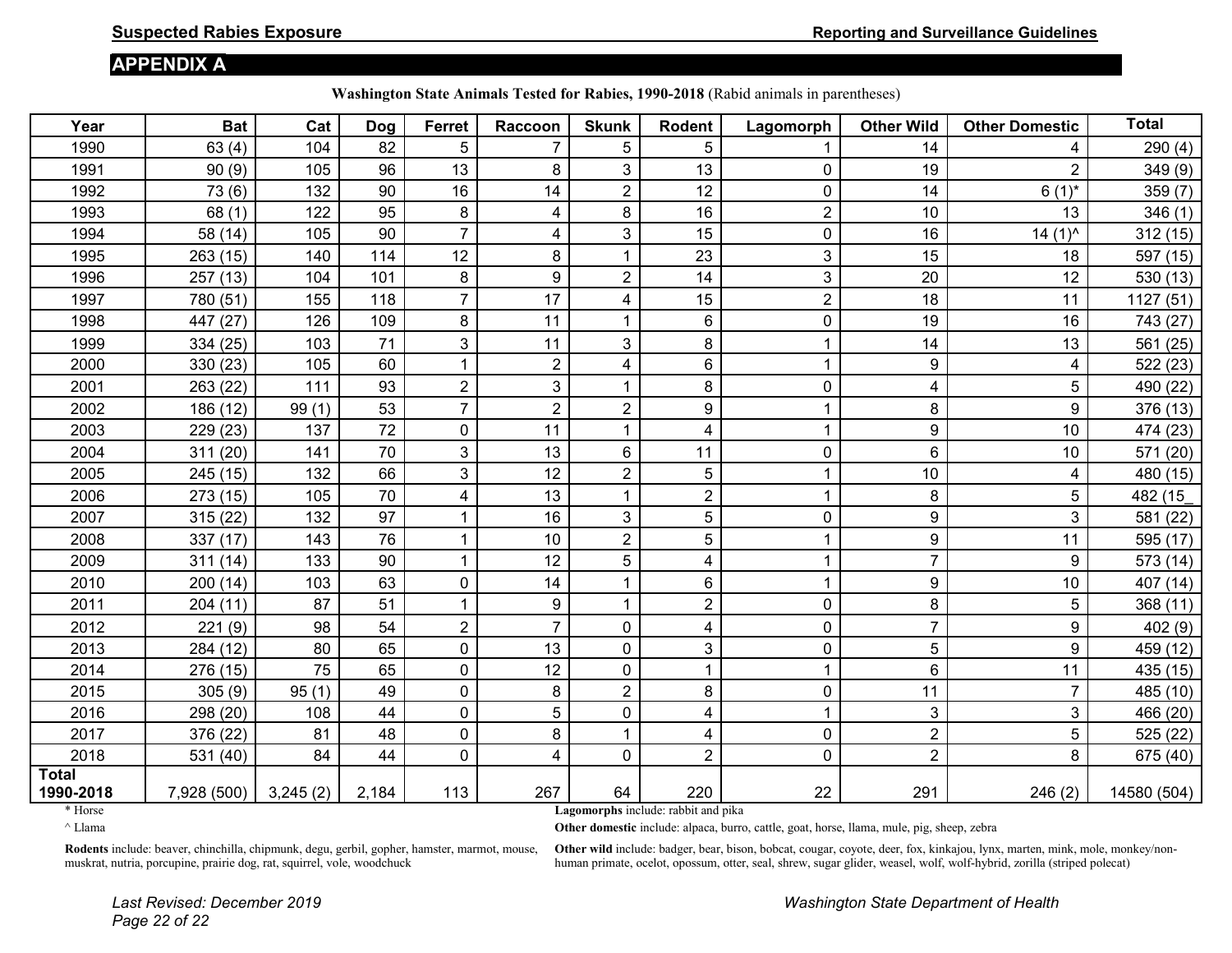## APPENDIX A

**Washington State Animals Tested for Rabies, 1990-2018** (Rabid animals in parentheses)

| Year | Bat | Cat | Dog | Ferret | Raccoon | Skunk | Rodent | Lagomorph | Other Wild | Other Domestic | Total |
|---|---|---|---|---|---|---|---|---|---|---|---|
| 1990 | 63 (4) | 104 | 82 | 5 | 7 | 5 | 5 | 1 | 14 | 4 | 290 (4) |
| 1991 | 90 (9) | 105 | 96 | 13 | 8 | 3 | 13 | 0 | 19 | 2 | 349 (9) |
| 1992 | 73 (6) | 132 | 90 | 16 | 14 | 2 | 12 | 0 | 14 | 6 (1)* | 359 (7) |
| 1993 | 68 (1) | 122 | 95 | 8 | 4 | 8 | 16 | 2 | 10 | 13 | 346 (1) |
| 1994 | 58 (14) | 105 | 90 | 7 | 4 | 3 | 15 | 0 | 16 | 14 (1)^ | 312 (15) |
| 1995 | 263 (15) | 140 | 114 | 12 | 8 | 1 | 23 | 3 | 15 | 18 | 597 (15) |
| 1996 | 257 (13) | 104 | 101 | 8 | 9 | 2 | 14 | 3 | 20 | 12 | 530 (13) |
| 1997 | 780 (51) | 155 | 118 | 7 | 17 | 4 | 15 | 2 | 18 | 11 | 1127 (51) |
| 1998 | 447 (27) | 126 | 109 | 8 | 11 | 1 | 6 | 0 | 19 | 16 | 743 (27) |
| 1999 | 334 (25) | 103 | 71 | 3 | 11 | 3 | 8 | 1 | 14 | 13 | 561 (25) |
| 2000 | 330 (23) | 105 | 60 | 1 | 2 | 4 | 6 | 1 | 9 | 4 | 522 (23) |
| 2001 | 263 (22) | 111 | 93 | 2 | 3 | 1 | 8 | 0 | 4 | 5 | 490 (22) |
| 2002 | 186 (12) | 99 (1) | 53 | 7 | 2 | 2 | 9 | 1 | 8 | 9 | 376 (13) |
| 2003 | 229 (23) | 137 | 72 | 0 | 11 | 1 | 4 | 1 | 9 | 10 | 474 (23) |
| 2004 | 311 (20) | 141 | 70 | 3 | 13 | 6 | 11 | 0 | 6 | 10 | 571 (20) |
| 2005 | 245 (15) | 132 | 66 | 3 | 12 | 2 | 5 | 1 | 10 | 4 | 480 (15) |
| 2006 | 273 (15) | 105 | 70 | 4 | 13 | 1 | 2 | 1 | 8 | 5 | 482 (15_ |
| 2007 | 315 (22) | 132 | 97 | 1 | 16 | 3 | 5 | 0 | 9 | 3 | 581 (22) |
| 2008 | 337 (17) | 143 | 76 | 1 | 10 | 2 | 5 | 1 | 9 | 11 | 595 (17) |
| 2009 | 311 (14) | 133 | 90 | 1 | 12 | 5 | 4 | 1 | 7 | 9 | 573 (14) |
| 2010 | 200 (14) | 103 | 63 | 0 | 14 | 1 | 6 | 1 | 9 | 10 | 407 (14) |
| 2011 | 204 (11) | 87 | 51 | 1 | 9 | 1 | 2 | 0 | 8 | 5 | 368 (11) |
| 2012 | 221 (9) | 98 | 54 | 2 | 7 | 0 | 4 | 0 | 7 | 9 | 402 (9) |
| 2013 | 284 (12) | 80 | 65 | 0 | 13 | 0 | 3 | 0 | 5 | 9 | 459 (12) |
| 2014 | 276 (15) | 75 | 65 | 0 | 12 | 0 | 1 | 1 | 6 | 11 | 435 (15) |
| 2015 | 305 (9) | 95 (1) | 49 | 0 | 8 | 2 | 8 | 0 | 11 | 7 | 485 (10) |
| 2016 | 298 (20) | 108 | 44 | 0 | 5 | 0 | 4 | 1 | 3 | 3 | 466 (20) |
| 2017 | 376 (22) | 81 | 48 | 0 | 8 | 1 | 4 | 0 | 2 | 5 | 525 (22) |
| 2018 | 531 (40) | 84 | 44 | 0 | 4 | 0 | 2 | 0 | 2 | 8 | 675 (40) |
| **Total 1990-2018** | 7,928 (500) | 3,245 (2) | 2,184 | 113 | 267 | 64 | 220 | 22 | 291 | 246 (2) | 14580 (504) |

\* Horse

^ Llama

**Rodents** include: beaver, chinchilla, chipmunk, degu, gerbil, gopher, hamster, marmot, mouse, muskrat, nutria, porcupine, prairie dog, rat, squirrel, vole, woodchuck

**Lagomorphs** include: rabbit and pika

**Other domestic** include: alpaca, burro, cattle, goat, horse, llama, mule, pig, sheep, zebra

**Other wild** include: badger, bear, bison, bobcat, cougar, coyote, deer, fox, kinkajou, lynx, marten, mink, mole, monkey/non-human primate, ocelot, opossum, otter, seal, shrew, sugar glider, weasel, wolf, wolf-hybrid, zorilla (striped polecat)